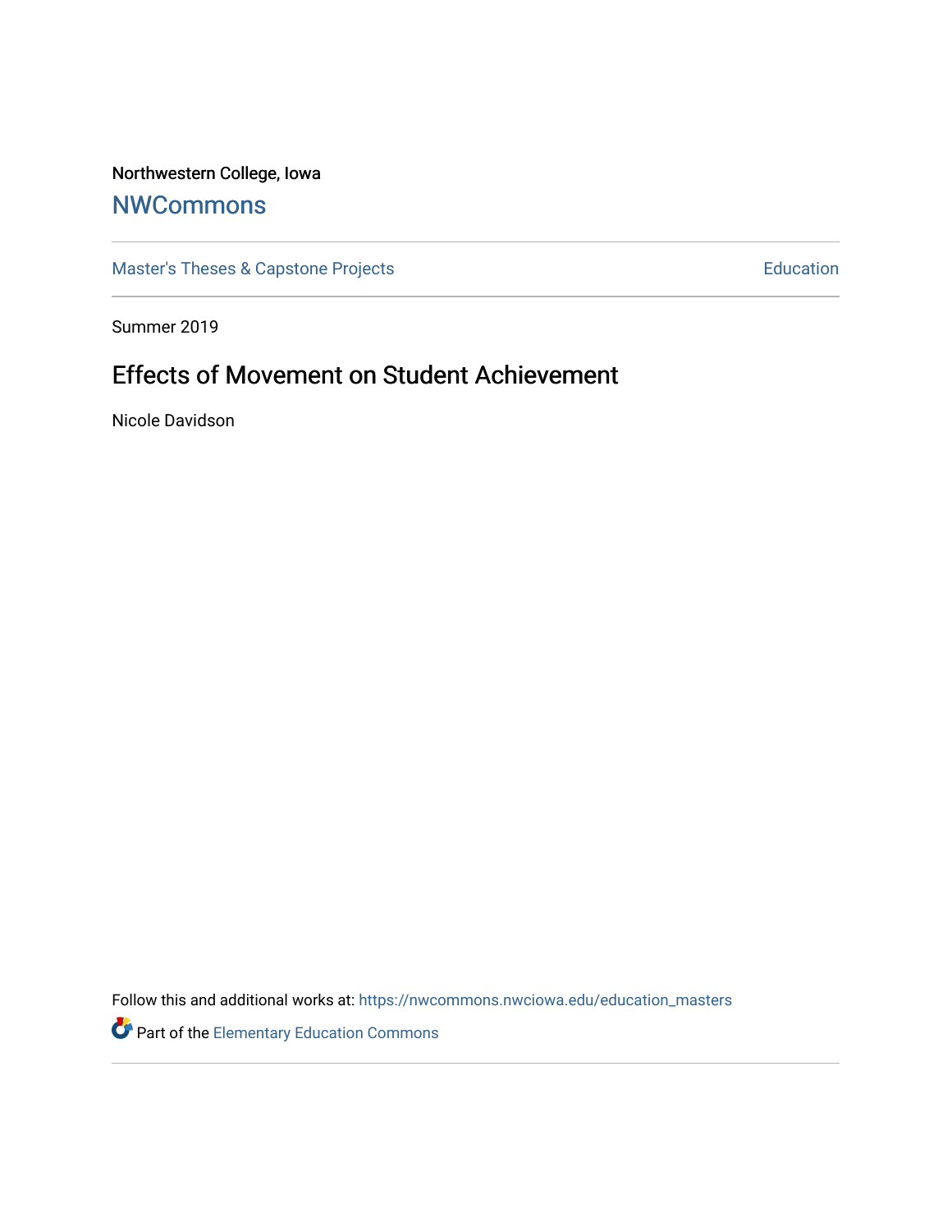Northwestern College, Iowa

## NWCommons

Master's Theses & Capstone Projects | Education

Summer 2019

# Effects of Movement on Student Achievement

Nicole Davidson

Follow this and additional works at: https://nwcommons.nwciowa.edu/education_masters

Part of the Elementary Education Commons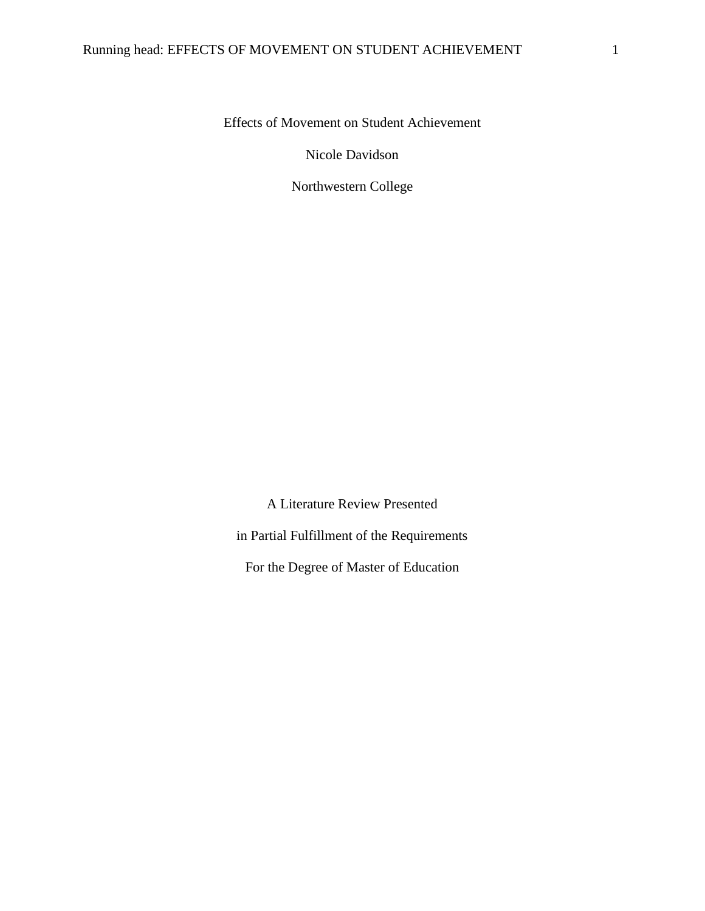Effects of Movement on Student Achievement

Nicole Davidson

Northwestern College

A Literature Review Presented

in Partial Fulfillment of the Requirements

For the Degree of Master of Education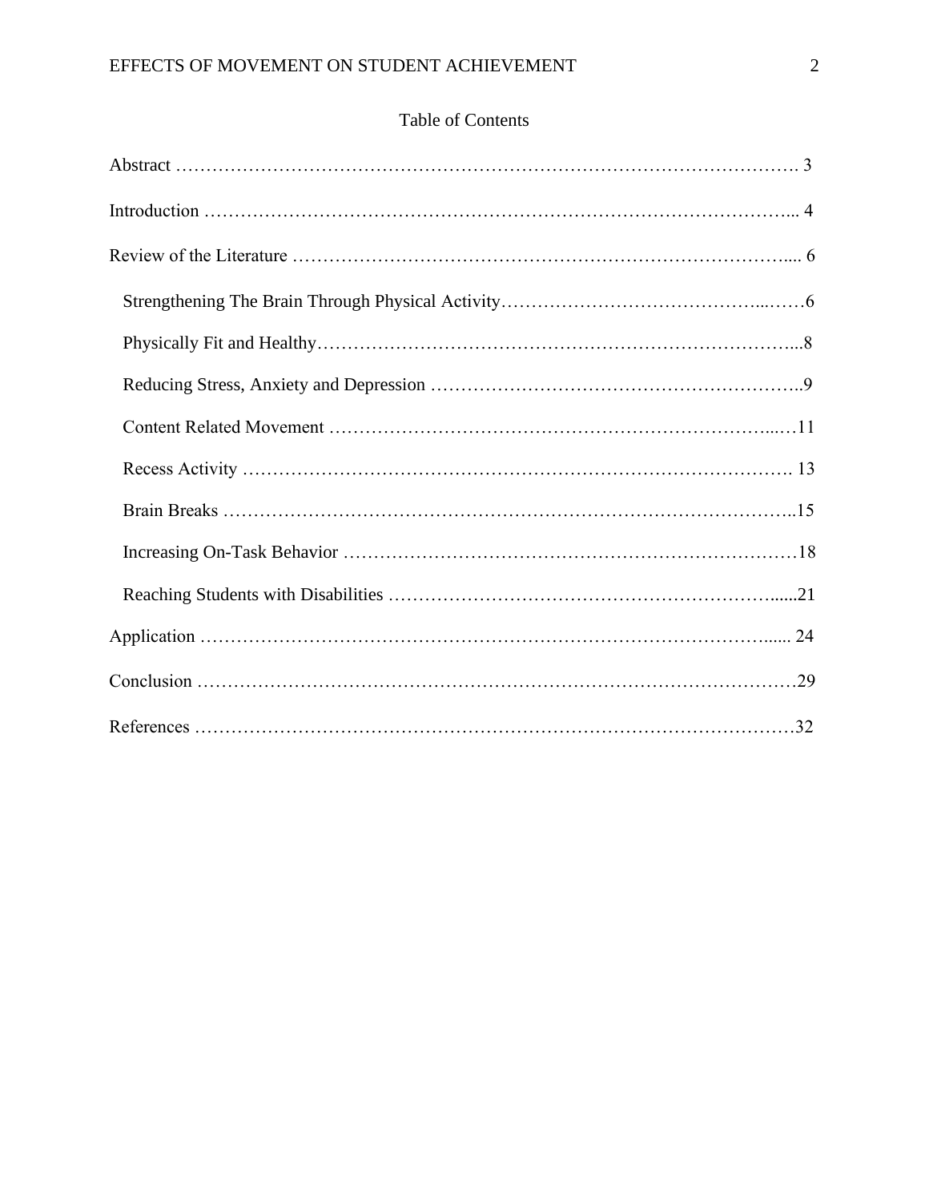## Table of Contents

Abstract ……………………………………………………………………………………………. 3

Introduction ……………………………………………………………………………………... 4

Review of the Literature ……………………………………………………………………….... 6

- Strengthening The Brain Through Physical Activity……………………………………...……6
- Physically Fit and Healthy……………………………………………………………………...8
- Reducing Stress, Anxiety and Depression ……………………………………………………..9
- Content Related Movement ……………………………………………………………...…11
- Recess Activity ………………………………………………………………………………. 13
- Brain Breaks …………………………………………………………………………………..15
- Increasing On-Task Behavior …………………………………………………………………18
- Reaching Students with Disabilities ……………………………………………………….....21

Application …………………………………………………………………………………..... 24

Conclusion ………………………………………………………………………………………29

References ………………………………………………………………………………………32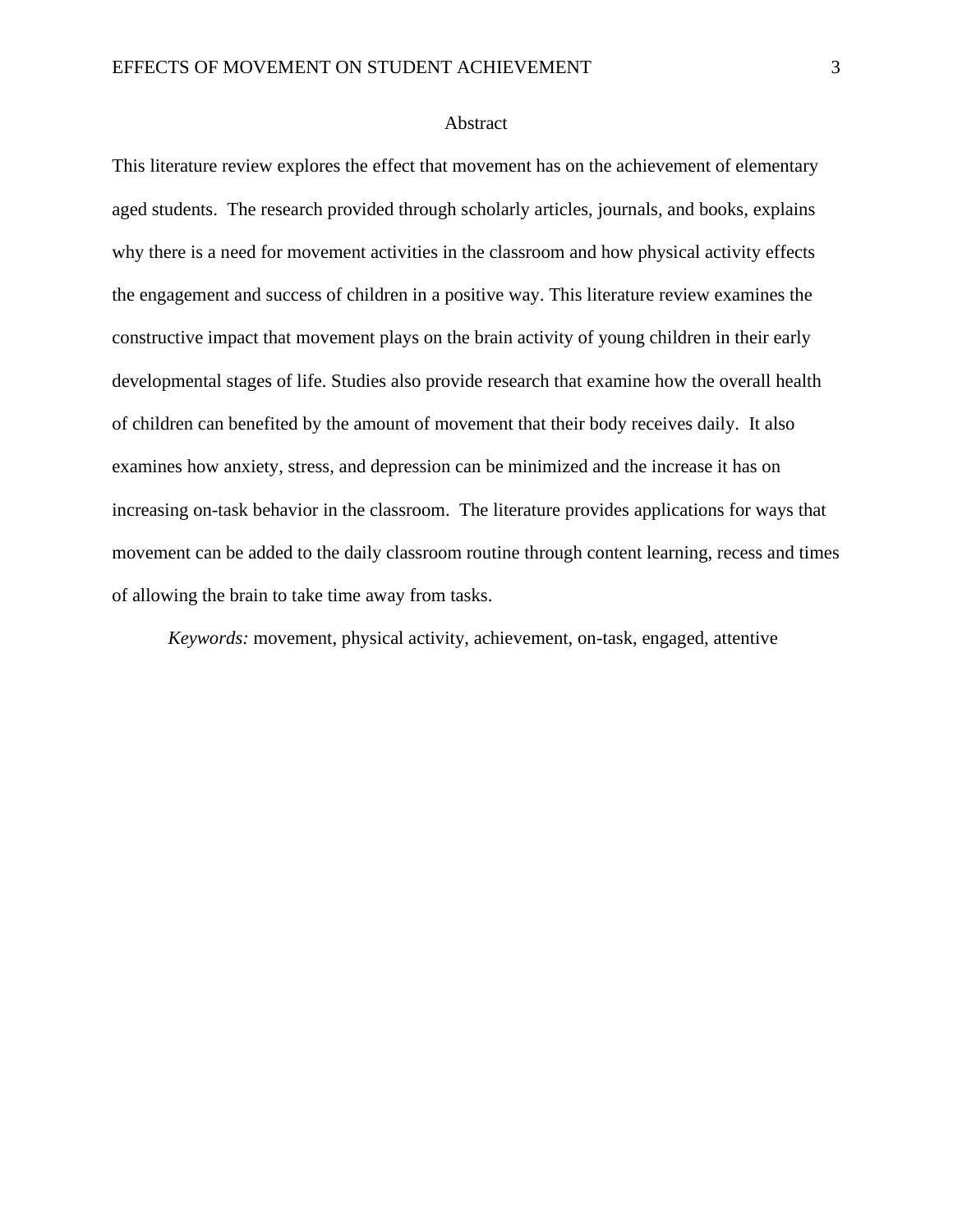# Abstract

This literature review explores the effect that movement has on the achievement of elementary aged students. The research provided through scholarly articles, journals, and books, explains why there is a need for movement activities in the classroom and how physical activity effects the engagement and success of children in a positive way. This literature review examines the constructive impact that movement plays on the brain activity of young children in their early developmental stages of life. Studies also provide research that examine how the overall health of children can benefited by the amount of movement that their body receives daily. It also examines how anxiety, stress, and depression can be minimized and the increase it has on increasing on-task behavior in the classroom. The literature provides applications for ways that movement can be added to the daily classroom routine through content learning, recess and times of allowing the brain to take time away from tasks.

*Keywords:* movement, physical activity, achievement, on-task, engaged, attentive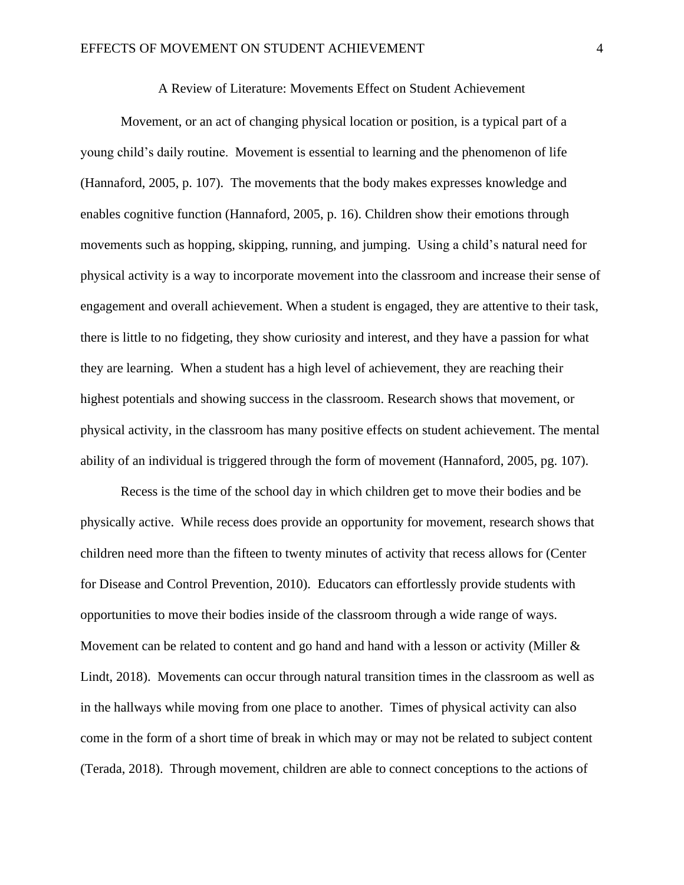## A Review of Literature: Movements Effect on Student Achievement

Movement, or an act of changing physical location or position, is a typical part of a young child's daily routine. Movement is essential to learning and the phenomenon of life (Hannaford, 2005, p. 107). The movements that the body makes expresses knowledge and enables cognitive function (Hannaford, 2005, p. 16). Children show their emotions through movements such as hopping, skipping, running, and jumping. Using a child's natural need for physical activity is a way to incorporate movement into the classroom and increase their sense of engagement and overall achievement. When a student is engaged, they are attentive to their task, there is little to no fidgeting, they show curiosity and interest, and they have a passion for what they are learning. When a student has a high level of achievement, they are reaching their highest potentials and showing success in the classroom. Research shows that movement, or physical activity, in the classroom has many positive effects on student achievement. The mental ability of an individual is triggered through the form of movement (Hannaford, 2005, pg. 107).

Recess is the time of the school day in which children get to move their bodies and be physically active. While recess does provide an opportunity for movement, research shows that children need more than the fifteen to twenty minutes of activity that recess allows for (Center for Disease and Control Prevention, 2010). Educators can effortlessly provide students with opportunities to move their bodies inside of the classroom through a wide range of ways. Movement can be related to content and go hand and hand with a lesson or activity (Miller & Lindt, 2018). Movements can occur through natural transition times in the classroom as well as in the hallways while moving from one place to another. Times of physical activity can also come in the form of a short time of break in which may or may not be related to subject content (Terada, 2018). Through movement, children are able to connect conceptions to the actions of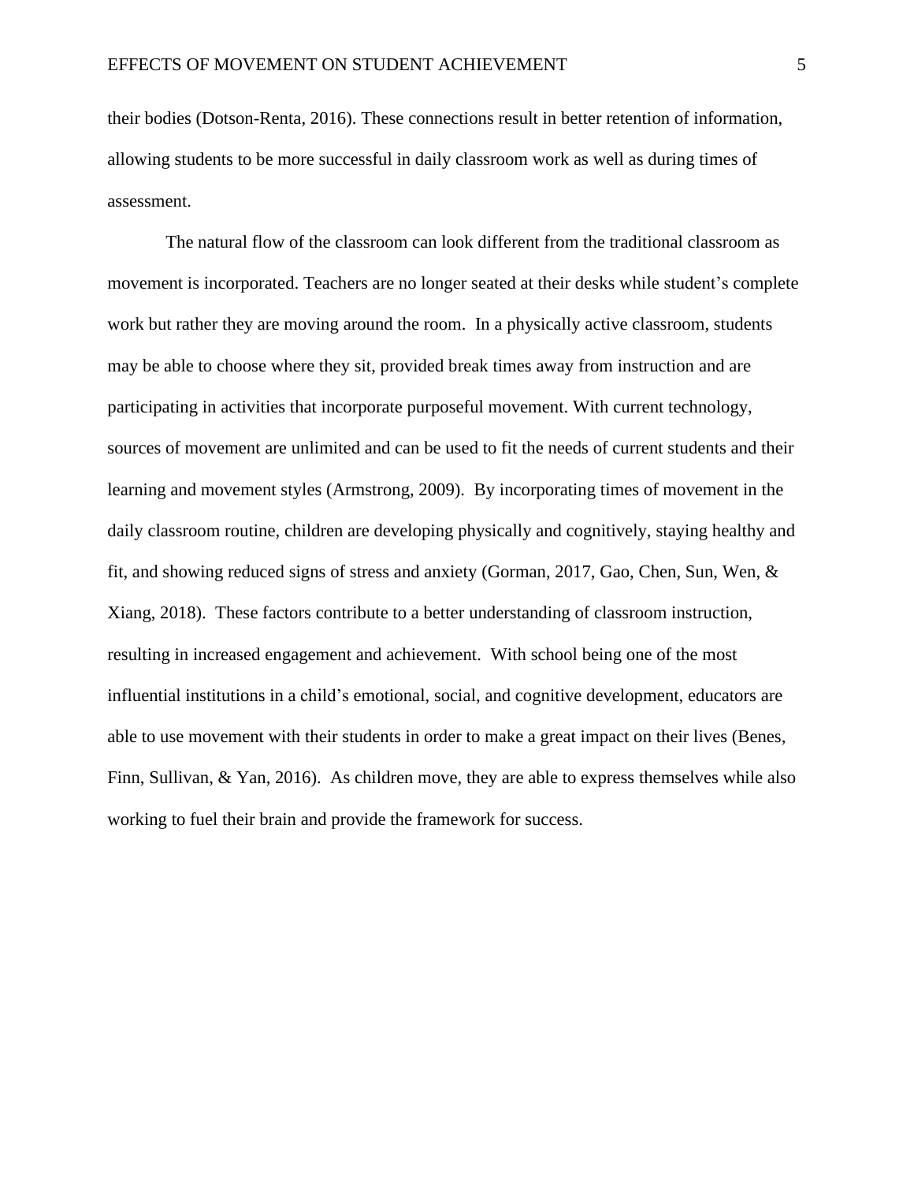their bodies (Dotson-Renta, 2016). These connections result in better retention of information, allowing students to be more successful in daily classroom work as well as during times of assessment.

The natural flow of the classroom can look different from the traditional classroom as movement is incorporated. Teachers are no longer seated at their desks while student's complete work but rather they are moving around the room. In a physically active classroom, students may be able to choose where they sit, provided break times away from instruction and are participating in activities that incorporate purposeful movement. With current technology, sources of movement are unlimited and can be used to fit the needs of current students and their learning and movement styles (Armstrong, 2009). By incorporating times of movement in the daily classroom routine, children are developing physically and cognitively, staying healthy and fit, and showing reduced signs of stress and anxiety (Gorman, 2017, Gao, Chen, Sun, Wen, & Xiang, 2018). These factors contribute to a better understanding of classroom instruction, resulting in increased engagement and achievement. With school being one of the most influential institutions in a child's emotional, social, and cognitive development, educators are able to use movement with their students in order to make a great impact on their lives (Benes, Finn, Sullivan, & Yan, 2016). As children move, they are able to express themselves while also working to fuel their brain and provide the framework for success.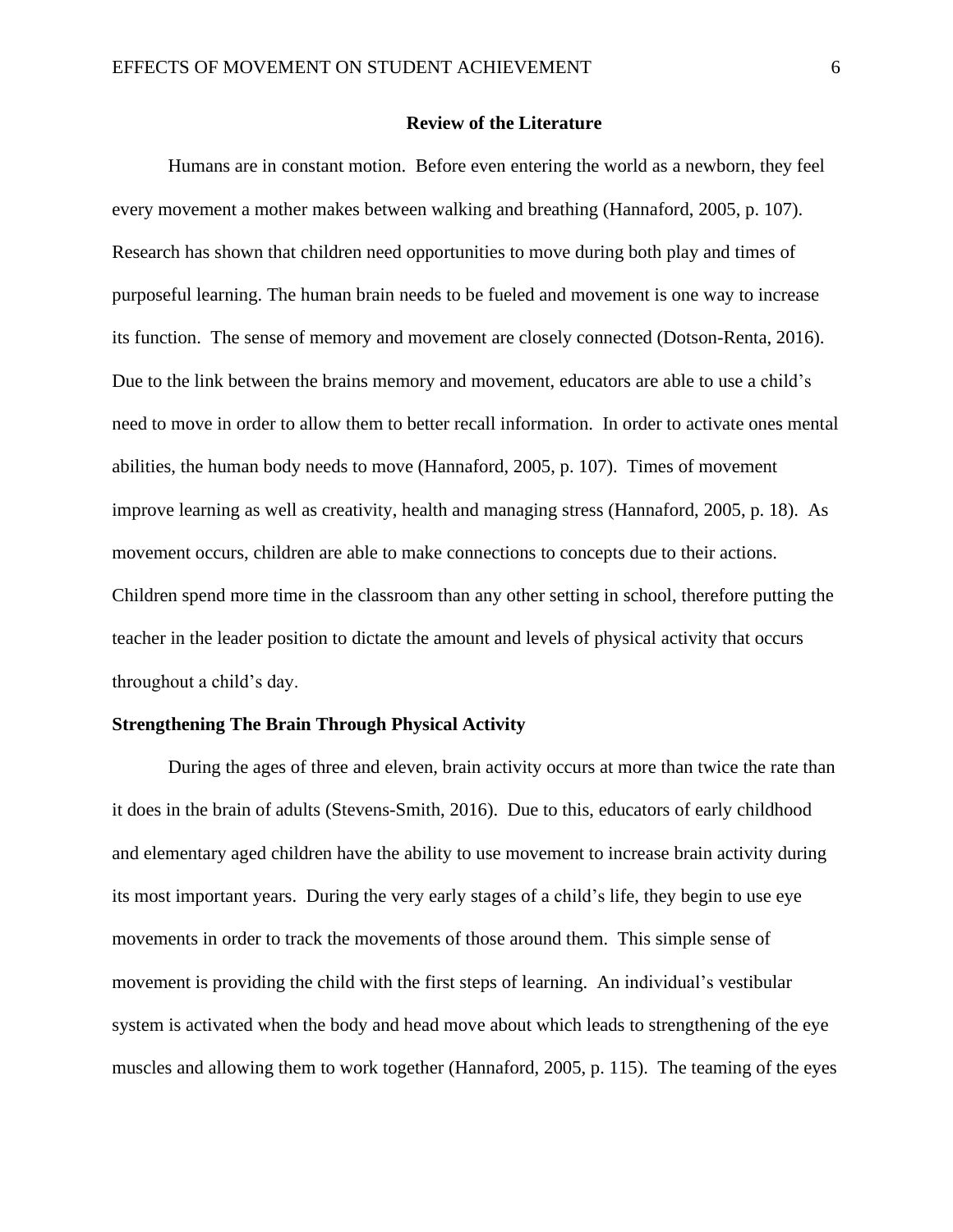## Review of the Literature

Humans are in constant motion. Before even entering the world as a newborn, they feel every movement a mother makes between walking and breathing (Hannaford, 2005, p. 107). Research has shown that children need opportunities to move during both play and times of purposeful learning. The human brain needs to be fueled and movement is one way to increase its function. The sense of memory and movement are closely connected (Dotson-Renta, 2016). Due to the link between the brains memory and movement, educators are able to use a child's need to move in order to allow them to better recall information. In order to activate ones mental abilities, the human body needs to move (Hannaford, 2005, p. 107). Times of movement improve learning as well as creativity, health and managing stress (Hannaford, 2005, p. 18). As movement occurs, children are able to make connections to concepts due to their actions. Children spend more time in the classroom than any other setting in school, therefore putting the teacher in the leader position to dictate the amount and levels of physical activity that occurs throughout a child's day.

### Strengthening The Brain Through Physical Activity

During the ages of three and eleven, brain activity occurs at more than twice the rate than it does in the brain of adults (Stevens-Smith, 2016). Due to this, educators of early childhood and elementary aged children have the ability to use movement to increase brain activity during its most important years. During the very early stages of a child's life, they begin to use eye movements in order to track the movements of those around them. This simple sense of movement is providing the child with the first steps of learning. An individual's vestibular system is activated when the body and head move about which leads to strengthening of the eye muscles and allowing them to work together (Hannaford, 2005, p. 115). The teaming of the eyes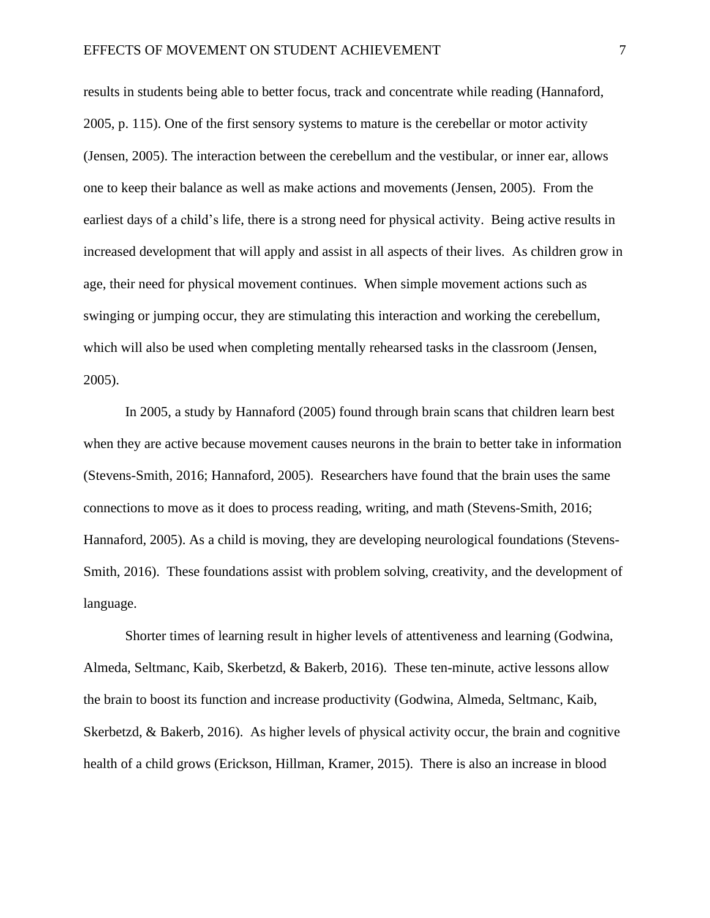results in students being able to better focus, track and concentrate while reading (Hannaford, 2005, p. 115). One of the first sensory systems to mature is the cerebellar or motor activity (Jensen, 2005). The interaction between the cerebellum and the vestibular, or inner ear, allows one to keep their balance as well as make actions and movements (Jensen, 2005). From the earliest days of a child's life, there is a strong need for physical activity. Being active results in increased development that will apply and assist in all aspects of their lives. As children grow in age, their need for physical movement continues. When simple movement actions such as swinging or jumping occur, they are stimulating this interaction and working the cerebellum, which will also be used when completing mentally rehearsed tasks in the classroom (Jensen, 2005).

In 2005, a study by Hannaford (2005) found through brain scans that children learn best when they are active because movement causes neurons in the brain to better take in information (Stevens-Smith, 2016; Hannaford, 2005). Researchers have found that the brain uses the same connections to move as it does to process reading, writing, and math (Stevens-Smith, 2016; Hannaford, 2005). As a child is moving, they are developing neurological foundations (Stevens-Smith, 2016). These foundations assist with problem solving, creativity, and the development of language.

Shorter times of learning result in higher levels of attentiveness and learning (Godwina, Almeda, Seltmanc, Kaib, Skerbetzd, & Bakerb, 2016). These ten-minute, active lessons allow the brain to boost its function and increase productivity (Godwina, Almeda, Seltmanc, Kaib, Skerbetzd, & Bakerb, 2016). As higher levels of physical activity occur, the brain and cognitive health of a child grows (Erickson, Hillman, Kramer, 2015). There is also an increase in blood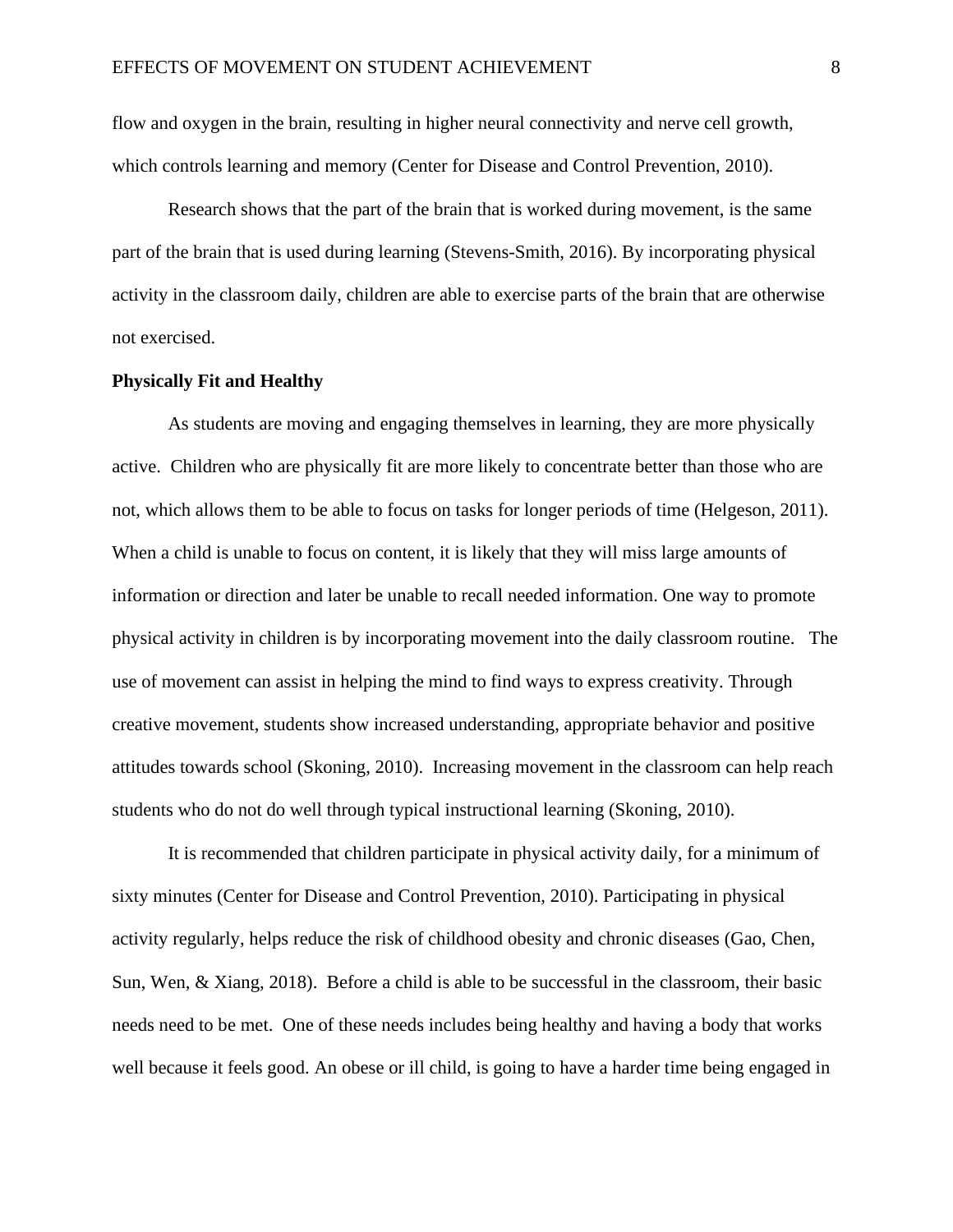flow and oxygen in the brain, resulting in higher neural connectivity and nerve cell growth, which controls learning and memory (Center for Disease and Control Prevention, 2010).

Research shows that the part of the brain that is worked during movement, is the same part of the brain that is used during learning (Stevens-Smith, 2016). By incorporating physical activity in the classroom daily, children are able to exercise parts of the brain that are otherwise not exercised.

**Physically Fit and Healthy**

As students are moving and engaging themselves in learning, they are more physically active. Children who are physically fit are more likely to concentrate better than those who are not, which allows them to be able to focus on tasks for longer periods of time (Helgeson, 2011). When a child is unable to focus on content, it is likely that they will miss large amounts of information or direction and later be unable to recall needed information. One way to promote physical activity in children is by incorporating movement into the daily classroom routine. The use of movement can assist in helping the mind to find ways to express creativity. Through creative movement, students show increased understanding, appropriate behavior and positive attitudes towards school (Skoning, 2010). Increasing movement in the classroom can help reach students who do not do well through typical instructional learning (Skoning, 2010).

It is recommended that children participate in physical activity daily, for a minimum of sixty minutes (Center for Disease and Control Prevention, 2010). Participating in physical activity regularly, helps reduce the risk of childhood obesity and chronic diseases (Gao, Chen, Sun, Wen, & Xiang, 2018). Before a child is able to be successful in the classroom, their basic needs need to be met. One of these needs includes being healthy and having a body that works well because it feels good. An obese or ill child, is going to have a harder time being engaged in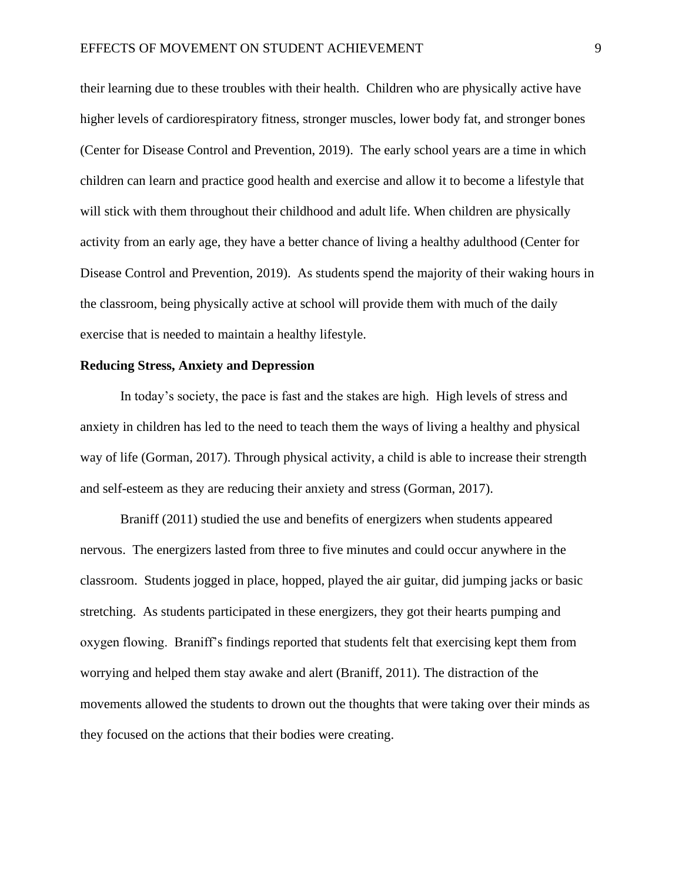their learning due to these troubles with their health. Children who are physically active have higher levels of cardiorespiratory fitness, stronger muscles, lower body fat, and stronger bones (Center for Disease Control and Prevention, 2019). The early school years are a time in which children can learn and practice good health and exercise and allow it to become a lifestyle that will stick with them throughout their childhood and adult life. When children are physically activity from an early age, they have a better chance of living a healthy adulthood (Center for Disease Control and Prevention, 2019). As students spend the majority of their waking hours in the classroom, being physically active at school will provide them with much of the daily exercise that is needed to maintain a healthy lifestyle.

**Reducing Stress, Anxiety and Depression**

In today's society, the pace is fast and the stakes are high. High levels of stress and anxiety in children has led to the need to teach them the ways of living a healthy and physical way of life (Gorman, 2017). Through physical activity, a child is able to increase their strength and self-esteem as they are reducing their anxiety and stress (Gorman, 2017).

Braniff (2011) studied the use and benefits of energizers when students appeared nervous. The energizers lasted from three to five minutes and could occur anywhere in the classroom. Students jogged in place, hopped, played the air guitar, did jumping jacks or basic stretching. As students participated in these energizers, they got their hearts pumping and oxygen flowing. Braniff's findings reported that students felt that exercising kept them from worrying and helped them stay awake and alert (Braniff, 2011). The distraction of the movements allowed the students to drown out the thoughts that were taking over their minds as they focused on the actions that their bodies were creating.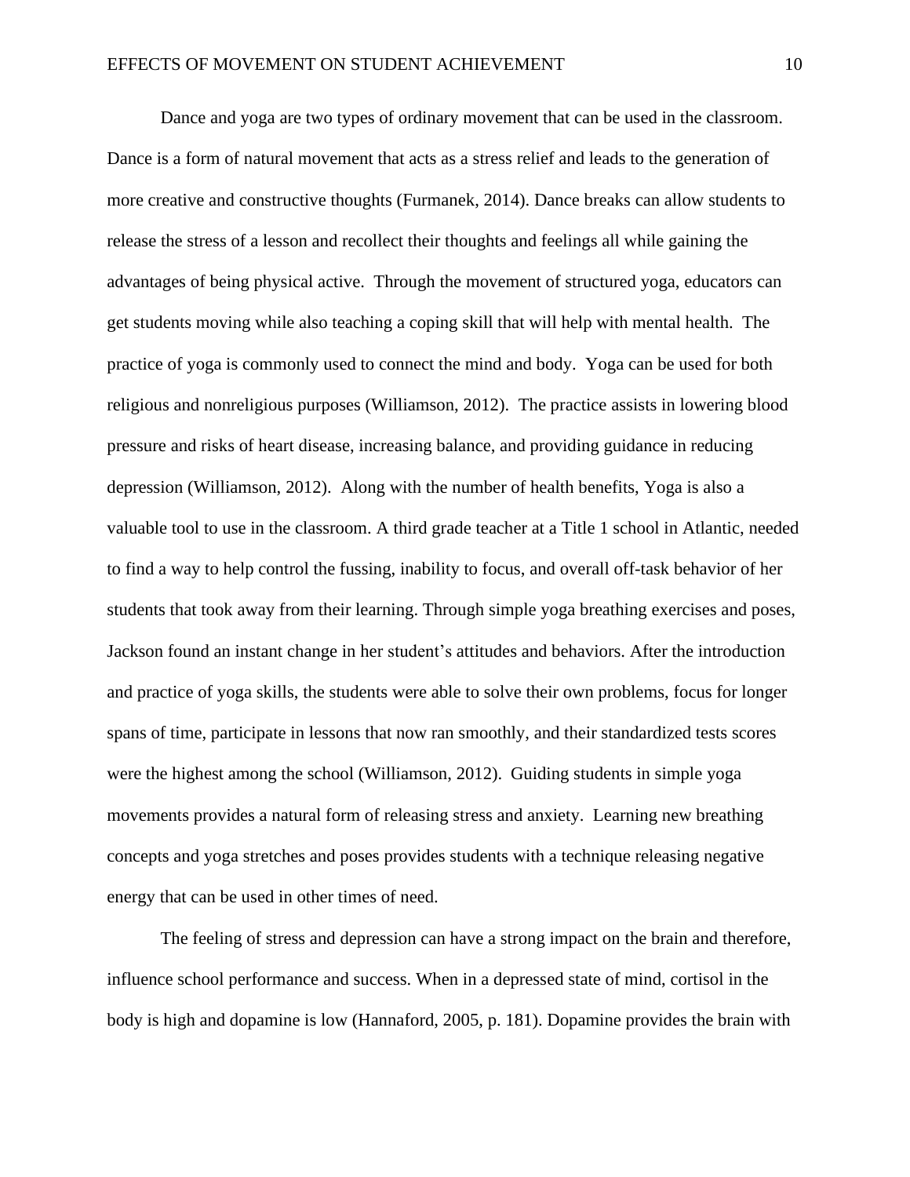Dance and yoga are two types of ordinary movement that can be used in the classroom. Dance is a form of natural movement that acts as a stress relief and leads to the generation of more creative and constructive thoughts (Furmanek, 2014). Dance breaks can allow students to release the stress of a lesson and recollect their thoughts and feelings all while gaining the advantages of being physical active. Through the movement of structured yoga, educators can get students moving while also teaching a coping skill that will help with mental health. The practice of yoga is commonly used to connect the mind and body. Yoga can be used for both religious and nonreligious purposes (Williamson, 2012). The practice assists in lowering blood pressure and risks of heart disease, increasing balance, and providing guidance in reducing depression (Williamson, 2012). Along with the number of health benefits, Yoga is also a valuable tool to use in the classroom. A third grade teacher at a Title 1 school in Atlantic, needed to find a way to help control the fussing, inability to focus, and overall off-task behavior of her students that took away from their learning. Through simple yoga breathing exercises and poses, Jackson found an instant change in her student's attitudes and behaviors. After the introduction and practice of yoga skills, the students were able to solve their own problems, focus for longer spans of time, participate in lessons that now ran smoothly, and their standardized tests scores were the highest among the school (Williamson, 2012). Guiding students in simple yoga movements provides a natural form of releasing stress and anxiety. Learning new breathing concepts and yoga stretches and poses provides students with a technique releasing negative energy that can be used in other times of need.

The feeling of stress and depression can have a strong impact on the brain and therefore, influence school performance and success. When in a depressed state of mind, cortisol in the body is high and dopamine is low (Hannaford, 2005, p. 181). Dopamine provides the brain with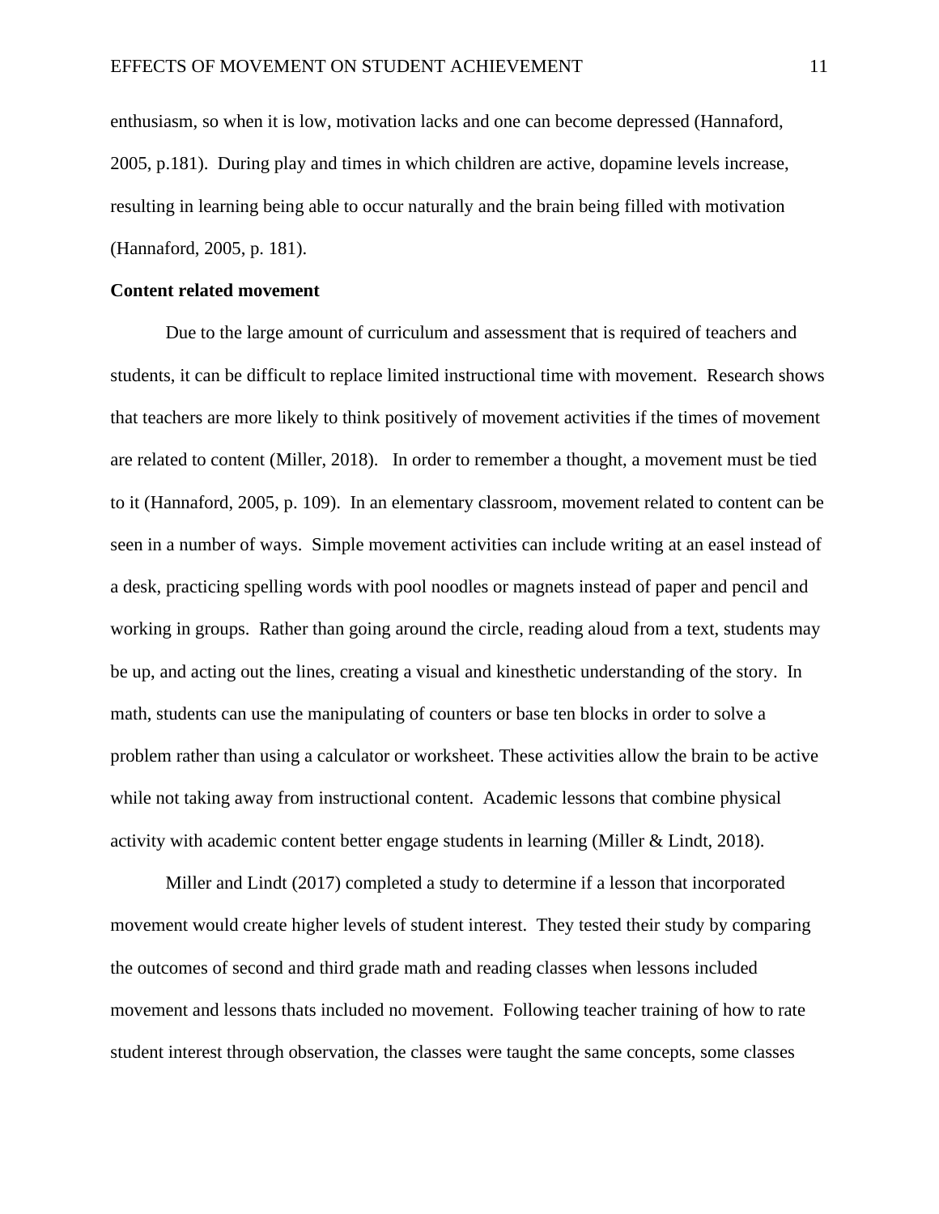enthusiasm, so when it is low, motivation lacks and one can become depressed (Hannaford, 2005, p.181). During play and times in which children are active, dopamine levels increase, resulting in learning being able to occur naturally and the brain being filled with motivation (Hannaford, 2005, p. 181).

**Content related movement**

Due to the large amount of curriculum and assessment that is required of teachers and students, it can be difficult to replace limited instructional time with movement. Research shows that teachers are more likely to think positively of movement activities if the times of movement are related to content (Miller, 2018). In order to remember a thought, a movement must be tied to it (Hannaford, 2005, p. 109). In an elementary classroom, movement related to content can be seen in a number of ways. Simple movement activities can include writing at an easel instead of a desk, practicing spelling words with pool noodles or magnets instead of paper and pencil and working in groups. Rather than going around the circle, reading aloud from a text, students may be up, and acting out the lines, creating a visual and kinesthetic understanding of the story. In math, students can use the manipulating of counters or base ten blocks in order to solve a problem rather than using a calculator or worksheet. These activities allow the brain to be active while not taking away from instructional content. Academic lessons that combine physical activity with academic content better engage students in learning (Miller & Lindt, 2018).

Miller and Lindt (2017) completed a study to determine if a lesson that incorporated movement would create higher levels of student interest. They tested their study by comparing the outcomes of second and third grade math and reading classes when lessons included movement and lessons thats included no movement. Following teacher training of how to rate student interest through observation, the classes were taught the same concepts, some classes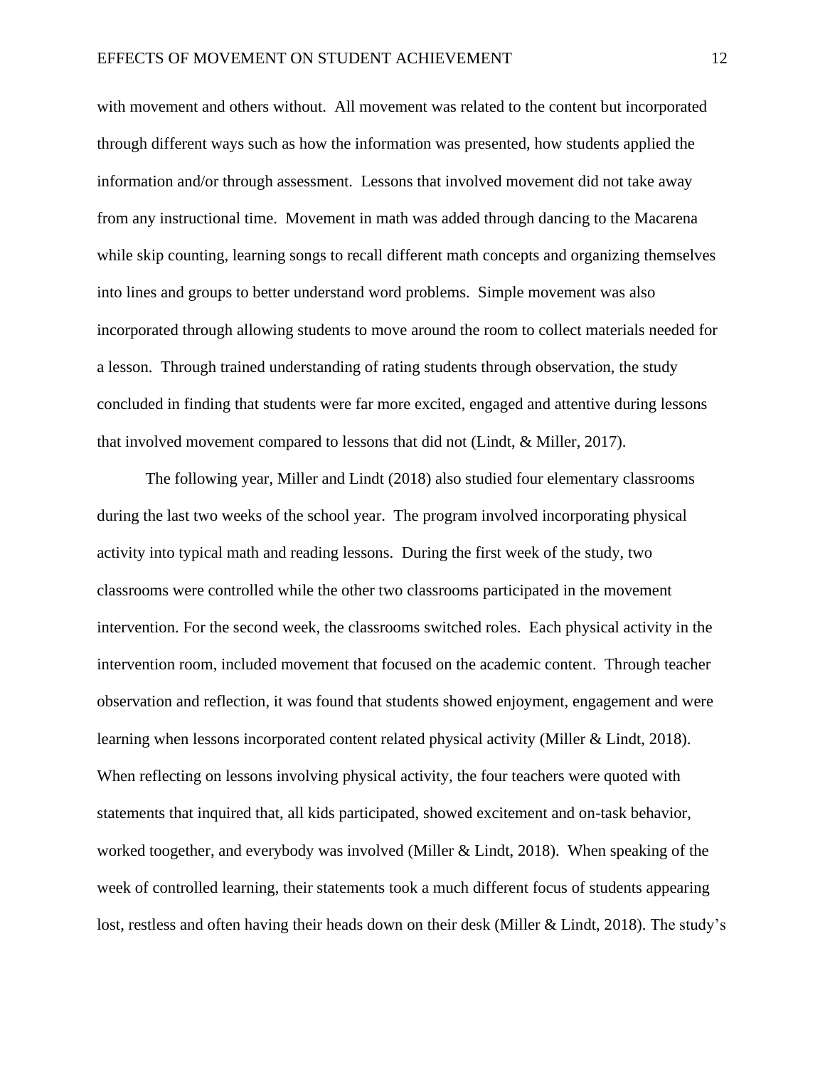with movement and others without. All movement was related to the content but incorporated through different ways such as how the information was presented, how students applied the information and/or through assessment. Lessons that involved movement did not take away from any instructional time. Movement in math was added through dancing to the Macarena while skip counting, learning songs to recall different math concepts and organizing themselves into lines and groups to better understand word problems. Simple movement was also incorporated through allowing students to move around the room to collect materials needed for a lesson. Through trained understanding of rating students through observation, the study concluded in finding that students were far more excited, engaged and attentive during lessons that involved movement compared to lessons that did not (Lindt, & Miller, 2017).

The following year, Miller and Lindt (2018) also studied four elementary classrooms during the last two weeks of the school year. The program involved incorporating physical activity into typical math and reading lessons. During the first week of the study, two classrooms were controlled while the other two classrooms participated in the movement intervention. For the second week, the classrooms switched roles. Each physical activity in the intervention room, included movement that focused on the academic content. Through teacher observation and reflection, it was found that students showed enjoyment, engagement and were learning when lessons incorporated content related physical activity (Miller & Lindt, 2018). When reflecting on lessons involving physical activity, the four teachers were quoted with statements that inquired that, all kids participated, showed excitement and on-task behavior, worked toogether, and everybody was involved (Miller & Lindt, 2018). When speaking of the week of controlled learning, their statements took a much different focus of students appearing lost, restless and often having their heads down on their desk (Miller & Lindt, 2018). The study's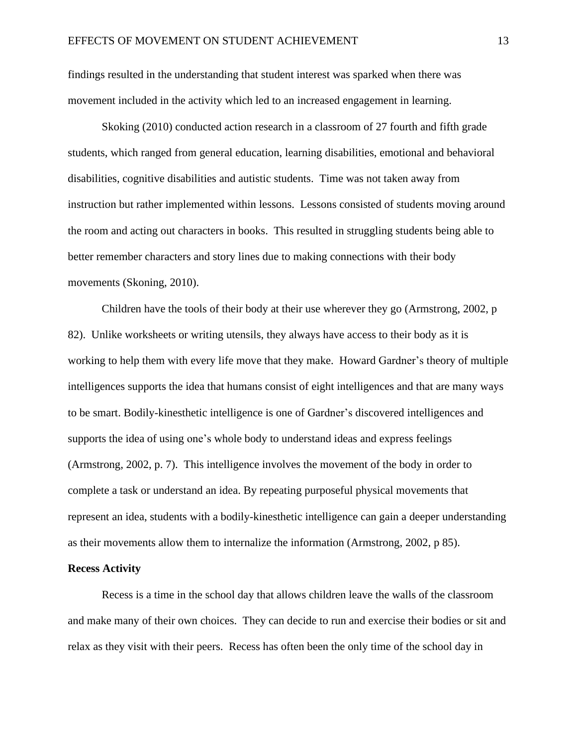findings resulted in the understanding that student interest was sparked when there was movement included in the activity which led to an increased engagement in learning.

Skoking (2010) conducted action research in a classroom of 27 fourth and fifth grade students, which ranged from general education, learning disabilities, emotional and behavioral disabilities, cognitive disabilities and autistic students. Time was not taken away from instruction but rather implemented within lessons. Lessons consisted of students moving around the room and acting out characters in books. This resulted in struggling students being able to better remember characters and story lines due to making connections with their body movements (Skoning, 2010).

Children have the tools of their body at their use wherever they go (Armstrong, 2002, p 82). Unlike worksheets or writing utensils, they always have access to their body as it is working to help them with every life move that they make. Howard Gardner's theory of multiple intelligences supports the idea that humans consist of eight intelligences and that are many ways to be smart. Bodily-kinesthetic intelligence is one of Gardner's discovered intelligences and supports the idea of using one's whole body to understand ideas and express feelings (Armstrong, 2002, p. 7). This intelligence involves the movement of the body in order to complete a task or understand an idea. By repeating purposeful physical movements that represent an idea, students with a bodily-kinesthetic intelligence can gain a deeper understanding as their movements allow them to internalize the information (Armstrong, 2002, p 85).

**Recess Activity**

Recess is a time in the school day that allows children leave the walls of the classroom and make many of their own choices. They can decide to run and exercise their bodies or sit and relax as they visit with their peers. Recess has often been the only time of the school day in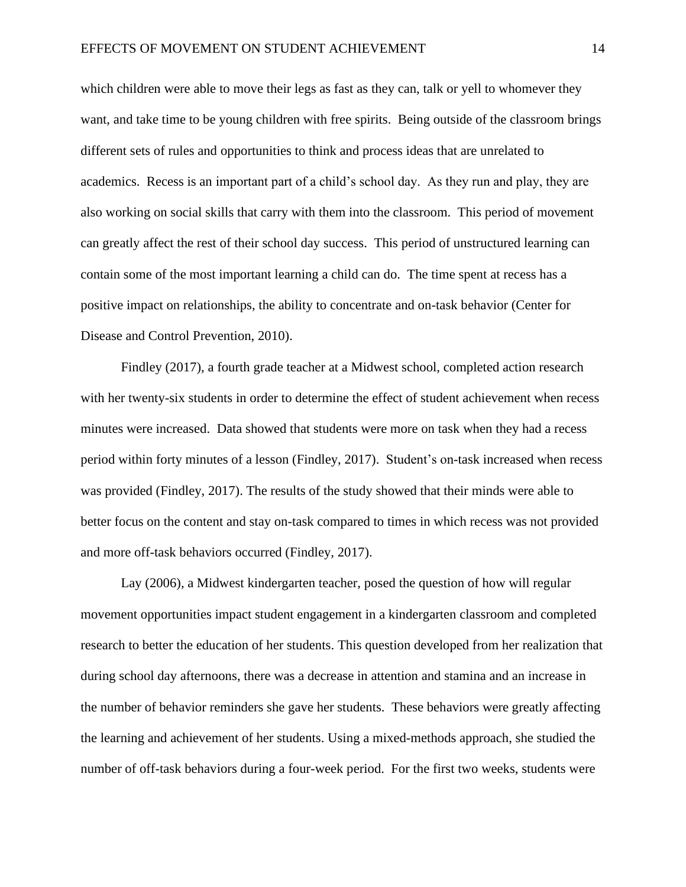which children were able to move their legs as fast as they can, talk or yell to whomever they want, and take time to be young children with free spirits. Being outside of the classroom brings different sets of rules and opportunities to think and process ideas that are unrelated to academics. Recess is an important part of a child's school day. As they run and play, they are also working on social skills that carry with them into the classroom. This period of movement can greatly affect the rest of their school day success. This period of unstructured learning can contain some of the most important learning a child can do. The time spent at recess has a positive impact on relationships, the ability to concentrate and on-task behavior (Center for Disease and Control Prevention, 2010).

Findley (2017), a fourth grade teacher at a Midwest school, completed action research with her twenty-six students in order to determine the effect of student achievement when recess minutes were increased. Data showed that students were more on task when they had a recess period within forty minutes of a lesson (Findley, 2017). Student's on-task increased when recess was provided (Findley, 2017). The results of the study showed that their minds were able to better focus on the content and stay on-task compared to times in which recess was not provided and more off-task behaviors occurred (Findley, 2017).

Lay (2006), a Midwest kindergarten teacher, posed the question of how will regular movement opportunities impact student engagement in a kindergarten classroom and completed research to better the education of her students. This question developed from her realization that during school day afternoons, there was a decrease in attention and stamina and an increase in the number of behavior reminders she gave her students. These behaviors were greatly affecting the learning and achievement of her students. Using a mixed-methods approach, she studied the number of off-task behaviors during a four-week period. For the first two weeks, students were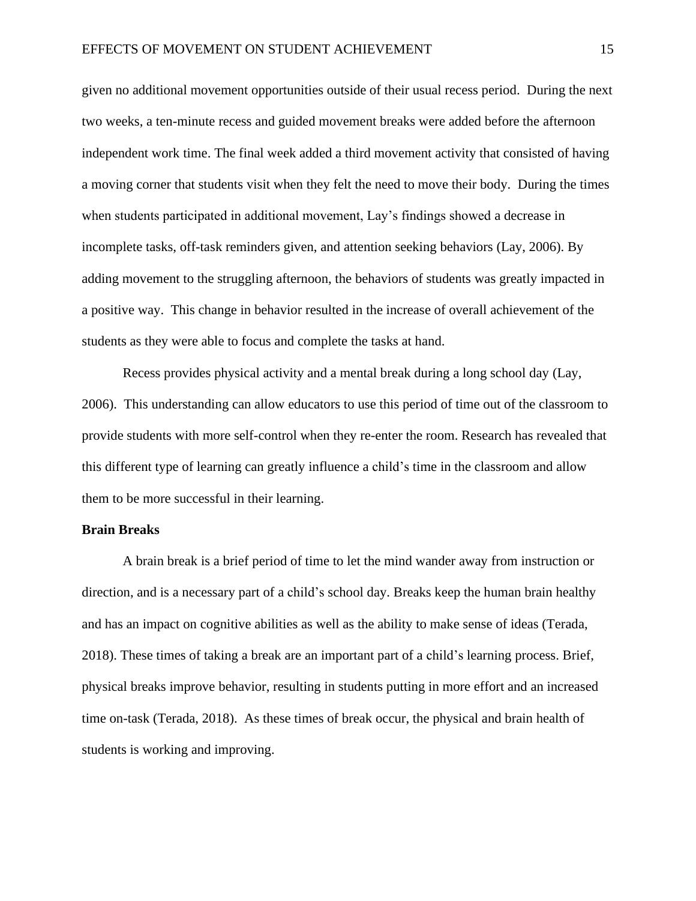given no additional movement opportunities outside of their usual recess period. During the next two weeks, a ten-minute recess and guided movement breaks were added before the afternoon independent work time. The final week added a third movement activity that consisted of having a moving corner that students visit when they felt the need to move their body. During the times when students participated in additional movement, Lay's findings showed a decrease in incomplete tasks, off-task reminders given, and attention seeking behaviors (Lay, 2006). By adding movement to the struggling afternoon, the behaviors of students was greatly impacted in a positive way. This change in behavior resulted in the increase of overall achievement of the students as they were able to focus and complete the tasks at hand.

Recess provides physical activity and a mental break during a long school day (Lay, 2006). This understanding can allow educators to use this period of time out of the classroom to provide students with more self-control when they re-enter the room. Research has revealed that this different type of learning can greatly influence a child's time in the classroom and allow them to be more successful in their learning.

**Brain Breaks**

A brain break is a brief period of time to let the mind wander away from instruction or direction, and is a necessary part of a child's school day. Breaks keep the human brain healthy and has an impact on cognitive abilities as well as the ability to make sense of ideas (Terada, 2018). These times of taking a break are an important part of a child's learning process. Brief, physical breaks improve behavior, resulting in students putting in more effort and an increased time on-task (Terada, 2018). As these times of break occur, the physical and brain health of students is working and improving.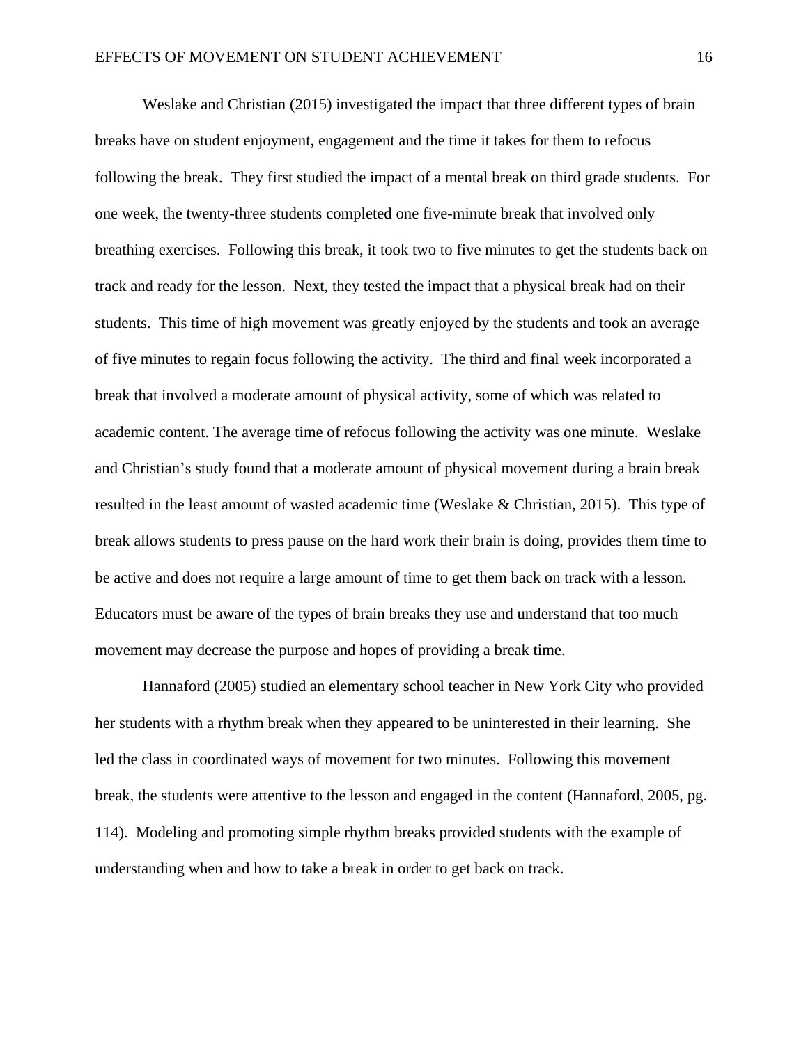Weslake and Christian (2015) investigated the impact that three different types of brain breaks have on student enjoyment, engagement and the time it takes for them to refocus following the break. They first studied the impact of a mental break on third grade students. For one week, the twenty-three students completed one five-minute break that involved only breathing exercises. Following this break, it took two to five minutes to get the students back on track and ready for the lesson. Next, they tested the impact that a physical break had on their students. This time of high movement was greatly enjoyed by the students and took an average of five minutes to regain focus following the activity. The third and final week incorporated a break that involved a moderate amount of physical activity, some of which was related to academic content. The average time of refocus following the activity was one minute. Weslake and Christian's study found that a moderate amount of physical movement during a brain break resulted in the least amount of wasted academic time (Weslake & Christian, 2015). This type of break allows students to press pause on the hard work their brain is doing, provides them time to be active and does not require a large amount of time to get them back on track with a lesson. Educators must be aware of the types of brain breaks they use and understand that too much movement may decrease the purpose and hopes of providing a break time.

Hannaford (2005) studied an elementary school teacher in New York City who provided her students with a rhythm break when they appeared to be uninterested in their learning. She led the class in coordinated ways of movement for two minutes. Following this movement break, the students were attentive to the lesson and engaged in the content (Hannaford, 2005, pg. 114). Modeling and promoting simple rhythm breaks provided students with the example of understanding when and how to take a break in order to get back on track.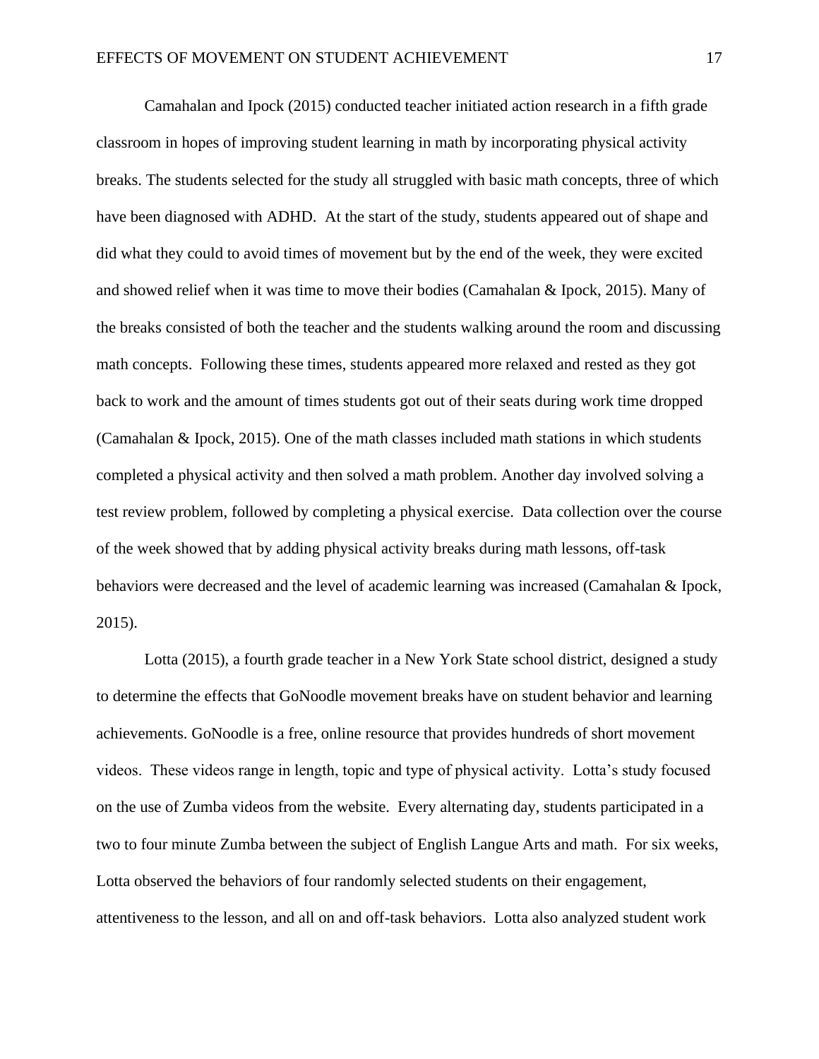Camahalan and Ipock (2015) conducted teacher initiated action research in a fifth grade classroom in hopes of improving student learning in math by incorporating physical activity breaks. The students selected for the study all struggled with basic math concepts, three of which have been diagnosed with ADHD. At the start of the study, students appeared out of shape and did what they could to avoid times of movement but by the end of the week, they were excited and showed relief when it was time to move their bodies (Camahalan & Ipock, 2015). Many of the breaks consisted of both the teacher and the students walking around the room and discussing math concepts. Following these times, students appeared more relaxed and rested as they got back to work and the amount of times students got out of their seats during work time dropped (Camahalan & Ipock, 2015). One of the math classes included math stations in which students completed a physical activity and then solved a math problem. Another day involved solving a test review problem, followed by completing a physical exercise. Data collection over the course of the week showed that by adding physical activity breaks during math lessons, off-task behaviors were decreased and the level of academic learning was increased (Camahalan & Ipock, 2015).

Lotta (2015), a fourth grade teacher in a New York State school district, designed a study to determine the effects that GoNoodle movement breaks have on student behavior and learning achievements. GoNoodle is a free, online resource that provides hundreds of short movement videos. These videos range in length, topic and type of physical activity. Lotta's study focused on the use of Zumba videos from the website. Every alternating day, students participated in a two to four minute Zumba between the subject of English Langue Arts and math. For six weeks, Lotta observed the behaviors of four randomly selected students on their engagement, attentiveness to the lesson, and all on and off-task behaviors. Lotta also analyzed student work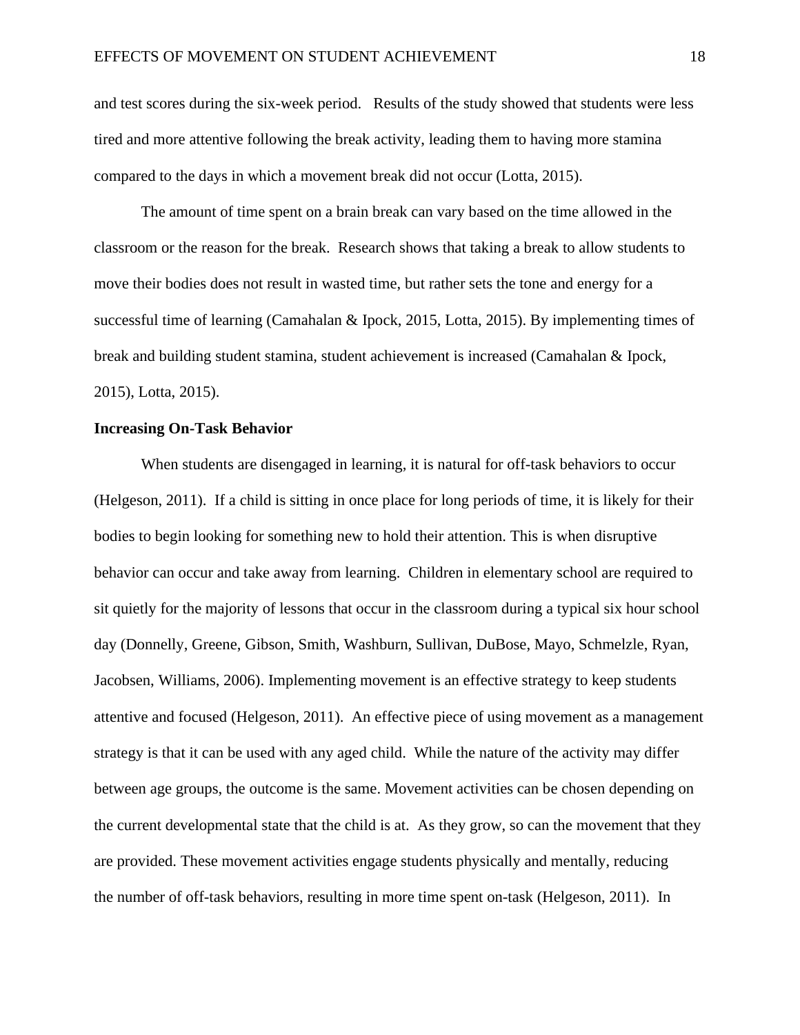and test scores during the six-week period. Results of the study showed that students were less tired and more attentive following the break activity, leading them to having more stamina compared to the days in which a movement break did not occur (Lotta, 2015).

The amount of time spent on a brain break can vary based on the time allowed in the classroom or the reason for the break. Research shows that taking a break to allow students to move their bodies does not result in wasted time, but rather sets the tone and energy for a successful time of learning (Camahalan & Ipock, 2015, Lotta, 2015). By implementing times of break and building student stamina, student achievement is increased (Camahalan & Ipock, 2015), Lotta, 2015).

**Increasing On-Task Behavior**

When students are disengaged in learning, it is natural for off-task behaviors to occur (Helgeson, 2011). If a child is sitting in once place for long periods of time, it is likely for their bodies to begin looking for something new to hold their attention. This is when disruptive behavior can occur and take away from learning. Children in elementary school are required to sit quietly for the majority of lessons that occur in the classroom during a typical six hour school day (Donnelly, Greene, Gibson, Smith, Washburn, Sullivan, DuBose, Mayo, Schmelzle, Ryan, Jacobsen, Williams, 2006). Implementing movement is an effective strategy to keep students attentive and focused (Helgeson, 2011). An effective piece of using movement as a management strategy is that it can be used with any aged child. While the nature of the activity may differ between age groups, the outcome is the same. Movement activities can be chosen depending on the current developmental state that the child is at. As they grow, so can the movement that they are provided. These movement activities engage students physically and mentally, reducing the number of off-task behaviors, resulting in more time spent on-task (Helgeson, 2011). In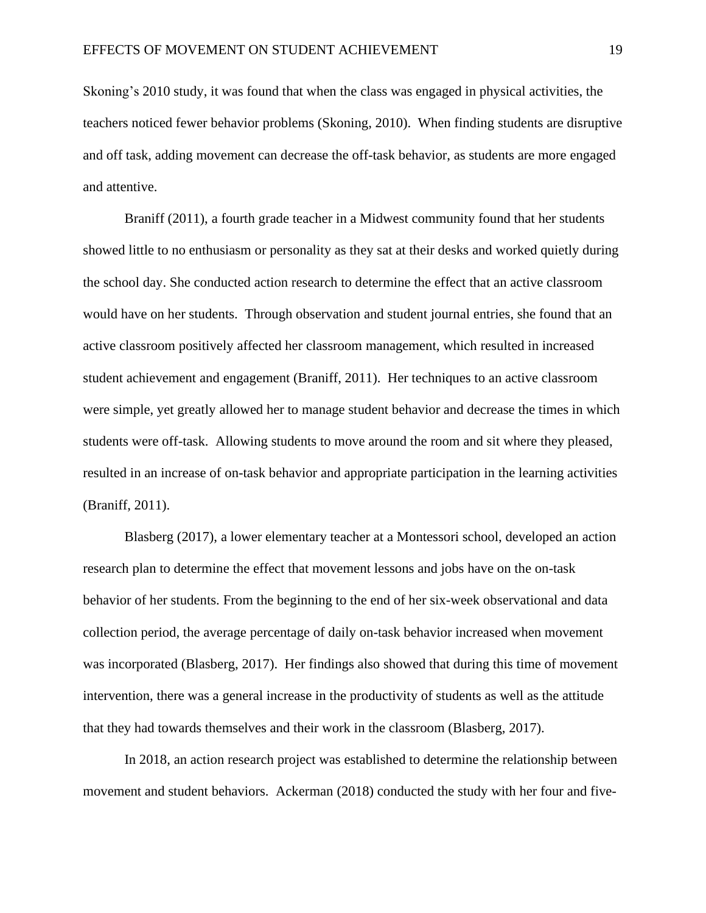Skoning's 2010 study, it was found that when the class was engaged in physical activities, the teachers noticed fewer behavior problems (Skoning, 2010).  When finding students are disruptive and off task, adding movement can decrease the off-task behavior, as students are more engaged and attentive.

Braniff (2011), a fourth grade teacher in a Midwest community found that her students showed little to no enthusiasm or personality as they sat at their desks and worked quietly during the school day. She conducted action research to determine the effect that an active classroom would have on her students.  Through observation and student journal entries, she found that an active classroom positively affected her classroom management, which resulted in increased student achievement and engagement (Braniff, 2011).  Her techniques to an active classroom were simple, yet greatly allowed her to manage student behavior and decrease the times in which students were off-task.  Allowing students to move around the room and sit where they pleased, resulted in an increase of on-task behavior and appropriate participation in the learning activities (Braniff, 2011).

Blasberg (2017), a lower elementary teacher at a Montessori school, developed an action research plan to determine the effect that movement lessons and jobs have on the on-task behavior of her students. From the beginning to the end of her six-week observational and data collection period, the average percentage of daily on-task behavior increased when movement was incorporated (Blasberg, 2017).  Her findings also showed that during this time of movement intervention, there was a general increase in the productivity of students as well as the attitude that they had towards themselves and their work in the classroom (Blasberg, 2017).

In 2018, an action research project was established to determine the relationship between movement and student behaviors.  Ackerman (2018) conducted the study with her four and five-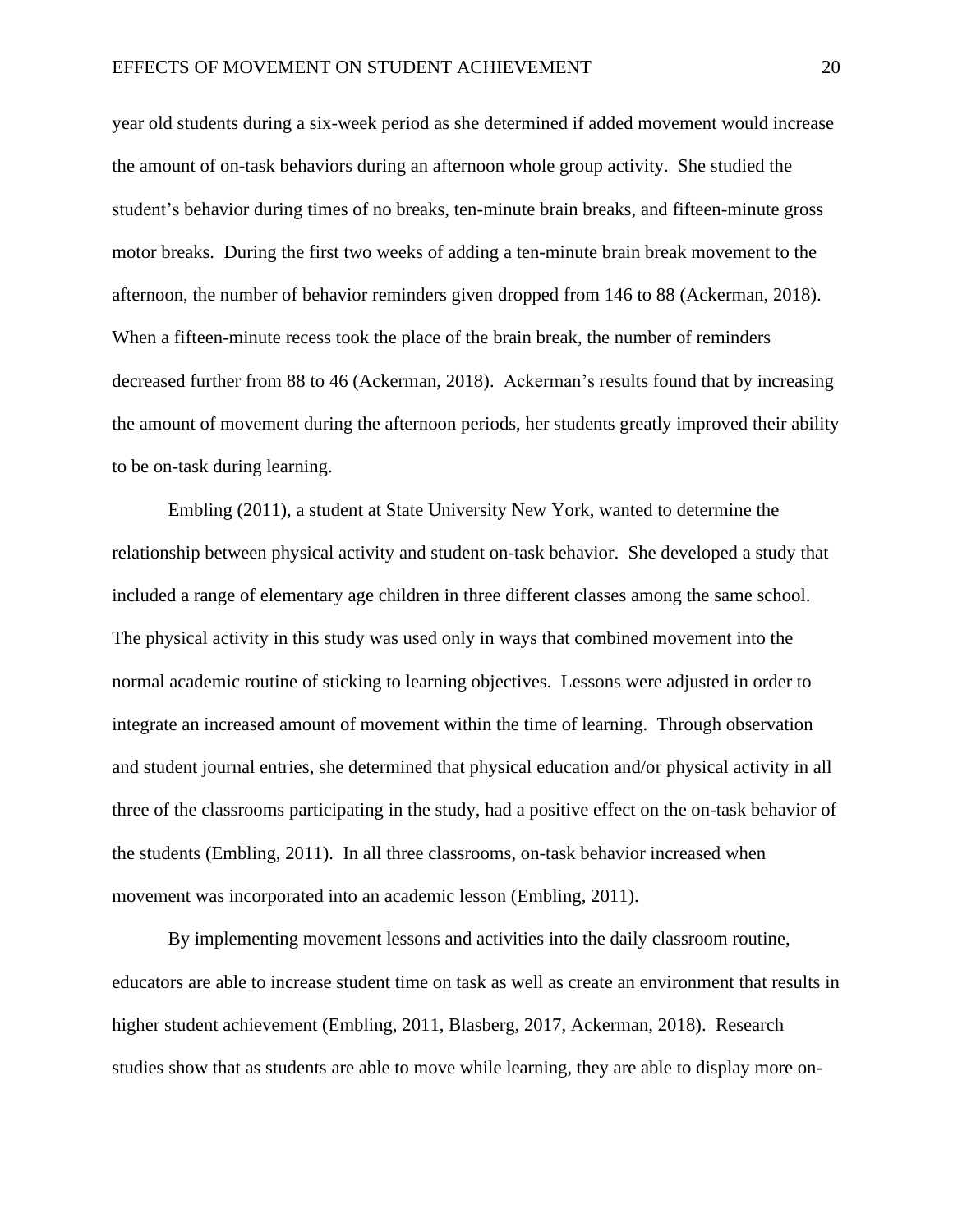year old students during a six-week period as she determined if added movement would increase the amount of on-task behaviors during an afternoon whole group activity. She studied the student's behavior during times of no breaks, ten-minute brain breaks, and fifteen-minute gross motor breaks. During the first two weeks of adding a ten-minute brain break movement to the afternoon, the number of behavior reminders given dropped from 146 to 88 (Ackerman, 2018). When a fifteen-minute recess took the place of the brain break, the number of reminders decreased further from 88 to 46 (Ackerman, 2018). Ackerman's results found that by increasing the amount of movement during the afternoon periods, her students greatly improved their ability to be on-task during learning.

Embling (2011), a student at State University New York, wanted to determine the relationship between physical activity and student on-task behavior. She developed a study that included a range of elementary age children in three different classes among the same school. The physical activity in this study was used only in ways that combined movement into the normal academic routine of sticking to learning objectives. Lessons were adjusted in order to integrate an increased amount of movement within the time of learning. Through observation and student journal entries, she determined that physical education and/or physical activity in all three of the classrooms participating in the study, had a positive effect on the on-task behavior of the students (Embling, 2011). In all three classrooms, on-task behavior increased when movement was incorporated into an academic lesson (Embling, 2011).

By implementing movement lessons and activities into the daily classroom routine, educators are able to increase student time on task as well as create an environment that results in higher student achievement (Embling, 2011, Blasberg, 2017, Ackerman, 2018). Research studies show that as students are able to move while learning, they are able to display more on-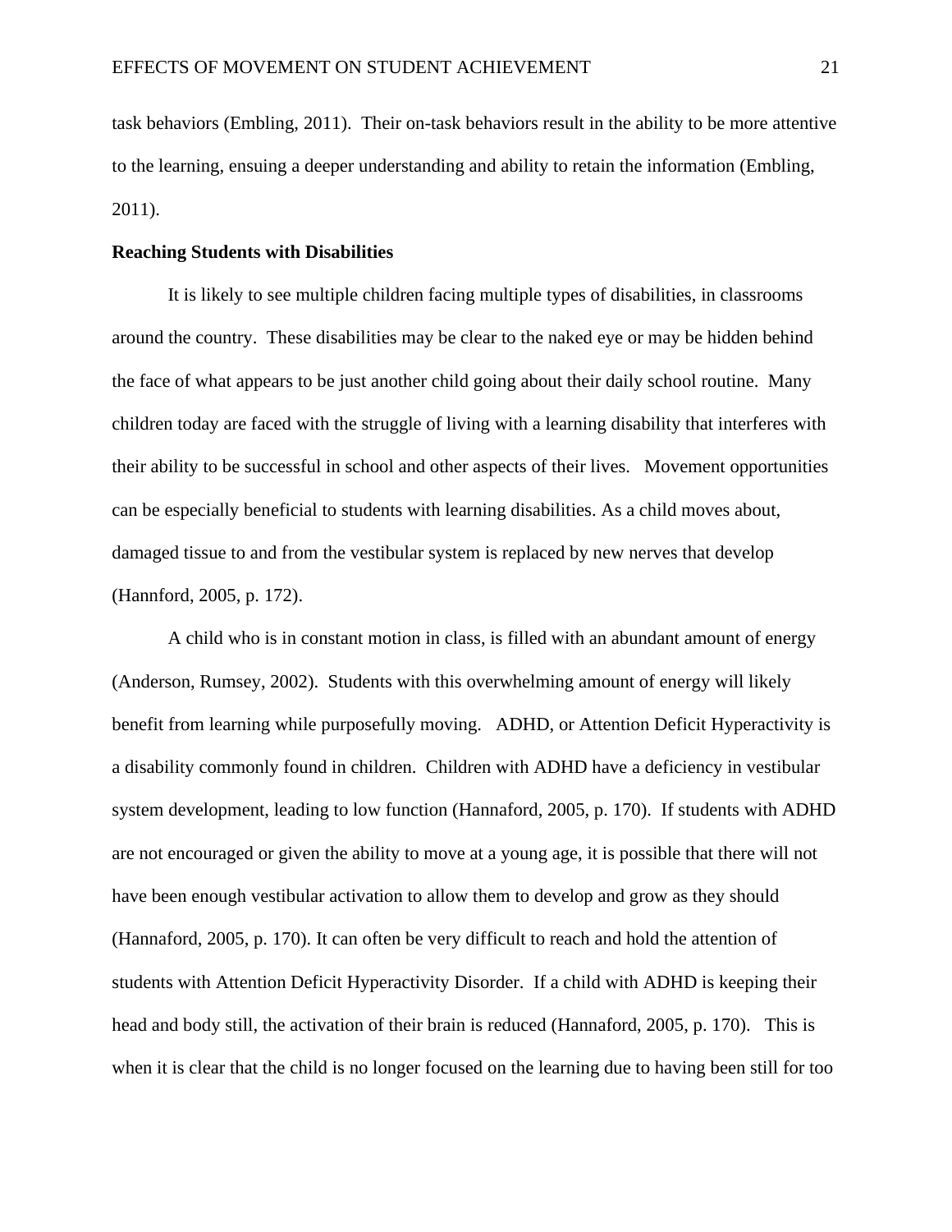task behaviors (Embling, 2011). Their on-task behaviors result in the ability to be more attentive to the learning, ensuing a deeper understanding and ability to retain the information (Embling, 2011).

**Reaching Students with Disabilities**

It is likely to see multiple children facing multiple types of disabilities, in classrooms around the country. These disabilities may be clear to the naked eye or may be hidden behind the face of what appears to be just another child going about their daily school routine. Many children today are faced with the struggle of living with a learning disability that interferes with their ability to be successful in school and other aspects of their lives. Movement opportunities can be especially beneficial to students with learning disabilities. As a child moves about, damaged tissue to and from the vestibular system is replaced by new nerves that develop (Hannford, 2005, p. 172).

A child who is in constant motion in class, is filled with an abundant amount of energy (Anderson, Rumsey, 2002). Students with this overwhelming amount of energy will likely benefit from learning while purposefully moving. ADHD, or Attention Deficit Hyperactivity is a disability commonly found in children. Children with ADHD have a deficiency in vestibular system development, leading to low function (Hannaford, 2005, p. 170). If students with ADHD are not encouraged or given the ability to move at a young age, it is possible that there will not have been enough vestibular activation to allow them to develop and grow as they should (Hannaford, 2005, p. 170). It can often be very difficult to reach and hold the attention of students with Attention Deficit Hyperactivity Disorder. If a child with ADHD is keeping their head and body still, the activation of their brain is reduced (Hannaford, 2005, p. 170). This is when it is clear that the child is no longer focused on the learning due to having been still for too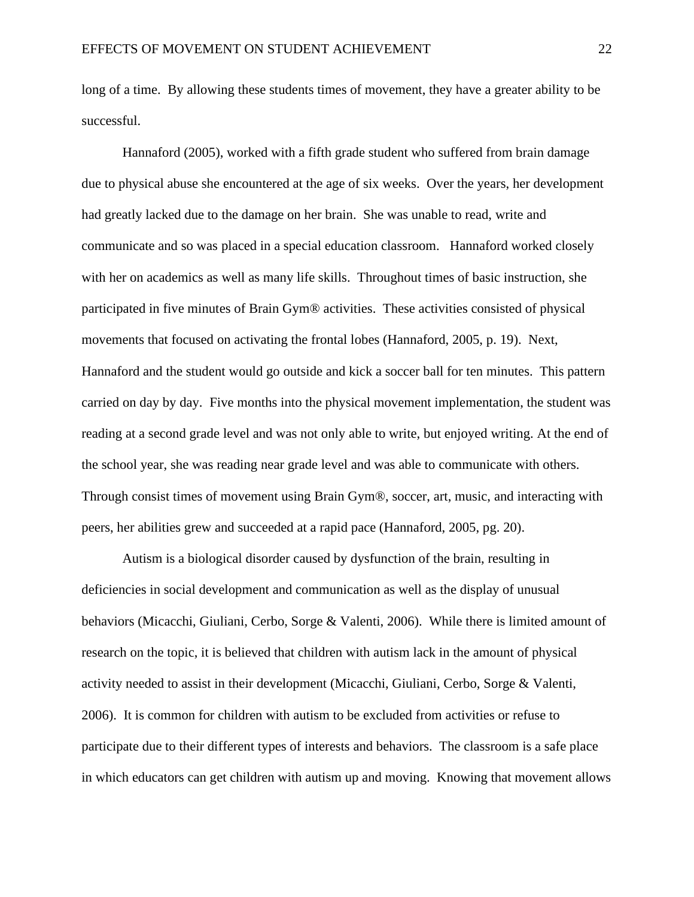long of a time. By allowing these students times of movement, they have a greater ability to be successful.

Hannaford (2005), worked with a fifth grade student who suffered from brain damage due to physical abuse she encountered at the age of six weeks. Over the years, her development had greatly lacked due to the damage on her brain. She was unable to read, write and communicate and so was placed in a special education classroom. Hannaford worked closely with her on academics as well as many life skills. Throughout times of basic instruction, she participated in five minutes of Brain Gym® activities. These activities consisted of physical movements that focused on activating the frontal lobes (Hannaford, 2005, p. 19). Next, Hannaford and the student would go outside and kick a soccer ball for ten minutes. This pattern carried on day by day. Five months into the physical movement implementation, the student was reading at a second grade level and was not only able to write, but enjoyed writing. At the end of the school year, she was reading near grade level and was able to communicate with others. Through consist times of movement using Brain Gym®, soccer, art, music, and interacting with peers, her abilities grew and succeeded at a rapid pace (Hannaford, 2005, pg. 20).

Autism is a biological disorder caused by dysfunction of the brain, resulting in deficiencies in social development and communication as well as the display of unusual behaviors (Micacchi, Giuliani, Cerbo, Sorge & Valenti, 2006). While there is limited amount of research on the topic, it is believed that children with autism lack in the amount of physical activity needed to assist in their development (Micacchi, Giuliani, Cerbo, Sorge & Valenti, 2006). It is common for children with autism to be excluded from activities or refuse to participate due to their different types of interests and behaviors. The classroom is a safe place in which educators can get children with autism up and moving. Knowing that movement allows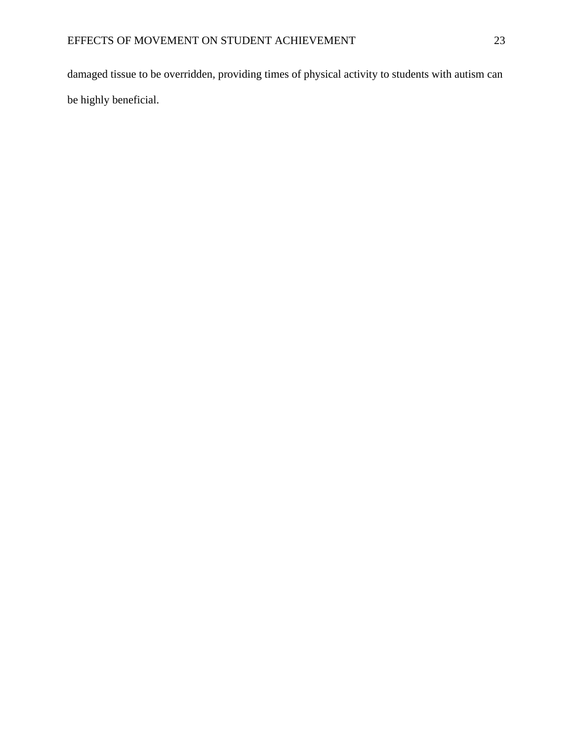damaged tissue to be overridden, providing times of physical activity to students with autism can be highly beneficial.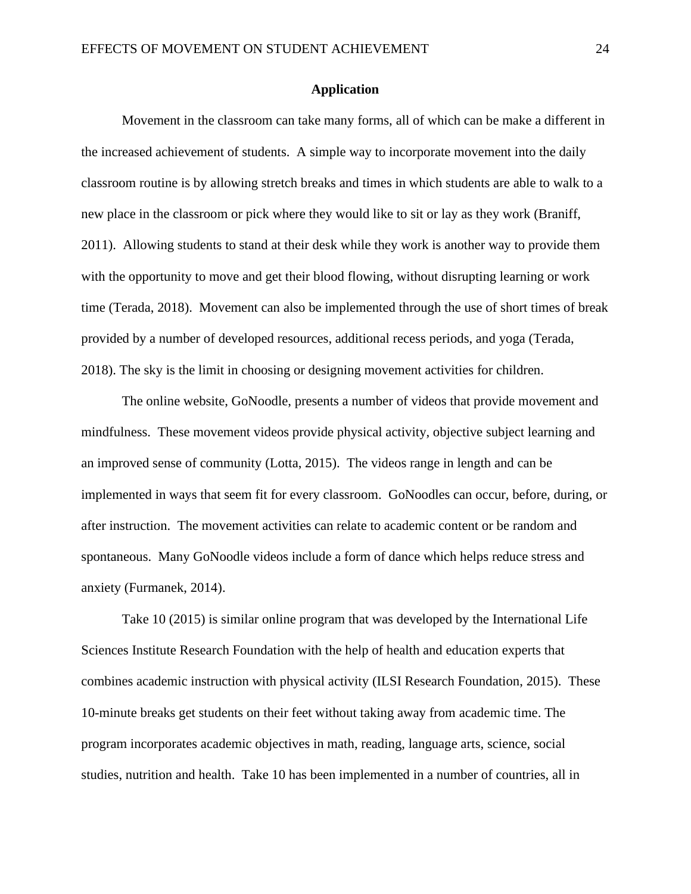## Application

Movement in the classroom can take many forms, all of which can be make a different in the increased achievement of students. A simple way to incorporate movement into the daily classroom routine is by allowing stretch breaks and times in which students are able to walk to a new place in the classroom or pick where they would like to sit or lay as they work (Braniff, 2011). Allowing students to stand at their desk while they work is another way to provide them with the opportunity to move and get their blood flowing, without disrupting learning or work time (Terada, 2018). Movement can also be implemented through the use of short times of break provided by a number of developed resources, additional recess periods, and yoga (Terada, 2018). The sky is the limit in choosing or designing movement activities for children.

The online website, GoNoodle, presents a number of videos that provide movement and mindfulness. These movement videos provide physical activity, objective subject learning and an improved sense of community (Lotta, 2015). The videos range in length and can be implemented in ways that seem fit for every classroom. GoNoodles can occur, before, during, or after instruction. The movement activities can relate to academic content or be random and spontaneous. Many GoNoodle videos include a form of dance which helps reduce stress and anxiety (Furmanek, 2014).

Take 10 (2015) is similar online program that was developed by the International Life Sciences Institute Research Foundation with the help of health and education experts that combines academic instruction with physical activity (ILSI Research Foundation, 2015). These 10-minute breaks get students on their feet without taking away from academic time. The program incorporates academic objectives in math, reading, language arts, science, social studies, nutrition and health. Take 10 has been implemented in a number of countries, all in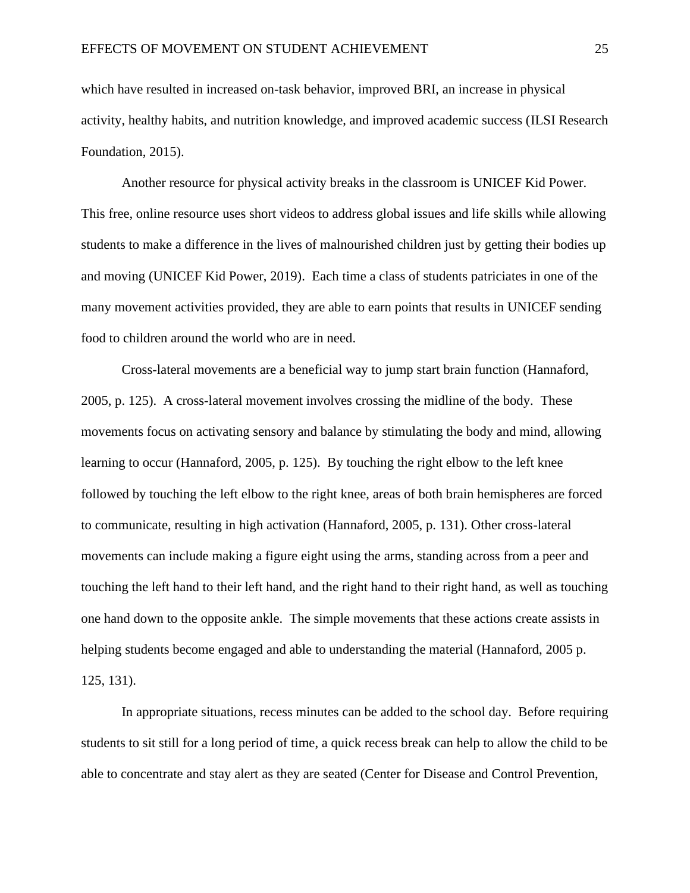which have resulted in increased on-task behavior, improved BRI, an increase in physical activity, healthy habits, and nutrition knowledge, and improved academic success (ILSI Research Foundation, 2015).

Another resource for physical activity breaks in the classroom is UNICEF Kid Power. This free, online resource uses short videos to address global issues and life skills while allowing students to make a difference in the lives of malnourished children just by getting their bodies up and moving (UNICEF Kid Power, 2019). Each time a class of students patriciates in one of the many movement activities provided, they are able to earn points that results in UNICEF sending food to children around the world who are in need.

Cross-lateral movements are a beneficial way to jump start brain function (Hannaford, 2005, p. 125). A cross-lateral movement involves crossing the midline of the body. These movements focus on activating sensory and balance by stimulating the body and mind, allowing learning to occur (Hannaford, 2005, p. 125). By touching the right elbow to the left knee followed by touching the left elbow to the right knee, areas of both brain hemispheres are forced to communicate, resulting in high activation (Hannaford, 2005, p. 131). Other cross-lateral movements can include making a figure eight using the arms, standing across from a peer and touching the left hand to their left hand, and the right hand to their right hand, as well as touching one hand down to the opposite ankle. The simple movements that these actions create assists in helping students become engaged and able to understanding the material (Hannaford, 2005 p. 125, 131).

In appropriate situations, recess minutes can be added to the school day. Before requiring students to sit still for a long period of time, a quick recess break can help to allow the child to be able to concentrate and stay alert as they are seated (Center for Disease and Control Prevention,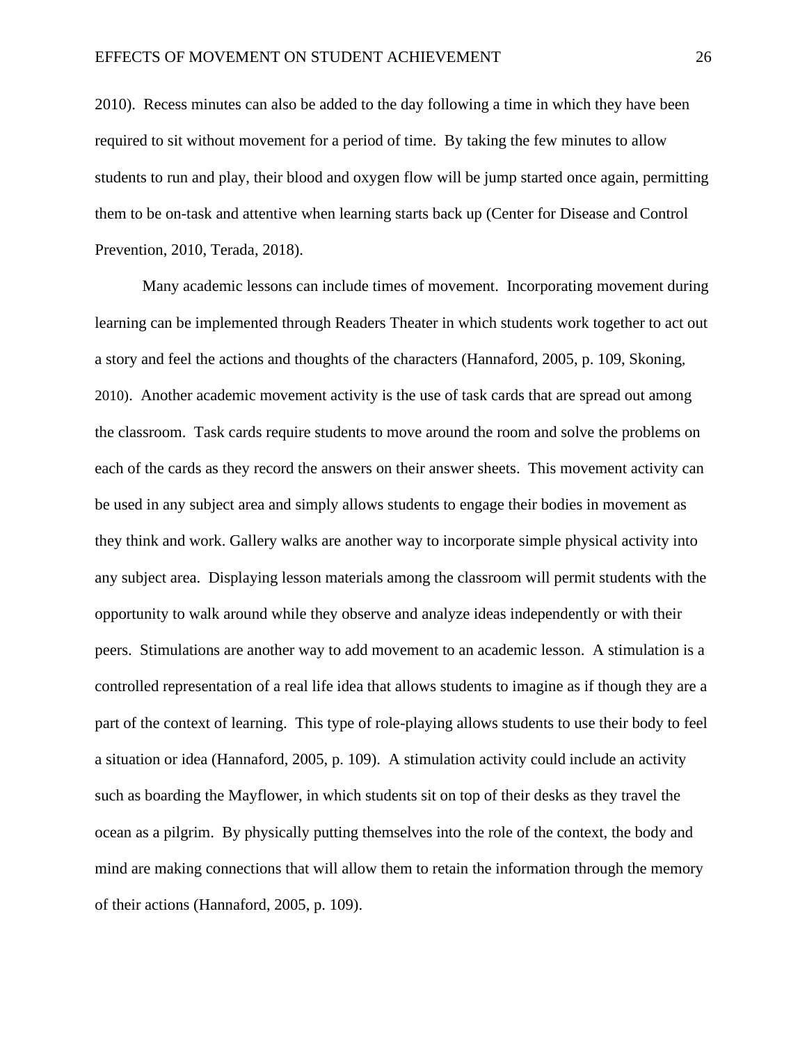2010). Recess minutes can also be added to the day following a time in which they have been required to sit without movement for a period of time. By taking the few minutes to allow students to run and play, their blood and oxygen flow will be jump started once again, permitting them to be on-task and attentive when learning starts back up (Center for Disease and Control Prevention, 2010, Terada, 2018).

Many academic lessons can include times of movement. Incorporating movement during learning can be implemented through Readers Theater in which students work together to act out a story and feel the actions and thoughts of the characters (Hannaford, 2005, p. 109, Skoning, 2010). Another academic movement activity is the use of task cards that are spread out among the classroom. Task cards require students to move around the room and solve the problems on each of the cards as they record the answers on their answer sheets. This movement activity can be used in any subject area and simply allows students to engage their bodies in movement as they think and work. Gallery walks are another way to incorporate simple physical activity into any subject area. Displaying lesson materials among the classroom will permit students with the opportunity to walk around while they observe and analyze ideas independently or with their peers. Stimulations are another way to add movement to an academic lesson. A stimulation is a controlled representation of a real life idea that allows students to imagine as if though they are a part of the context of learning. This type of role-playing allows students to use their body to feel a situation or idea (Hannaford, 2005, p. 109). A stimulation activity could include an activity such as boarding the Mayflower, in which students sit on top of their desks as they travel the ocean as a pilgrim. By physically putting themselves into the role of the context, the body and mind are making connections that will allow them to retain the information through the memory of their actions (Hannaford, 2005, p. 109).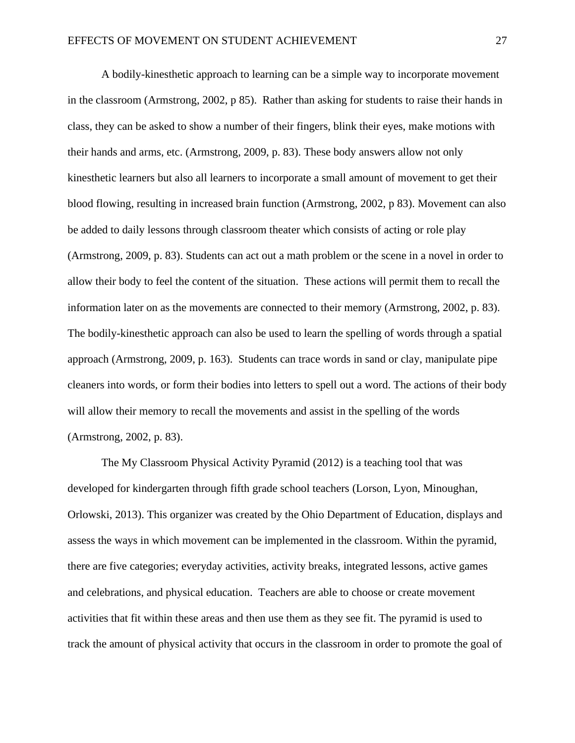A bodily-kinesthetic approach to learning can be a simple way to incorporate movement in the classroom (Armstrong, 2002, p 85). Rather than asking for students to raise their hands in class, they can be asked to show a number of their fingers, blink their eyes, make motions with their hands and arms, etc. (Armstrong, 2009, p. 83). These body answers allow not only kinesthetic learners but also all learners to incorporate a small amount of movement to get their blood flowing, resulting in increased brain function (Armstrong, 2002, p 83). Movement can also be added to daily lessons through classroom theater which consists of acting or role play (Armstrong, 2009, p. 83). Students can act out a math problem or the scene in a novel in order to allow their body to feel the content of the situation. These actions will permit them to recall the information later on as the movements are connected to their memory (Armstrong, 2002, p. 83). The bodily-kinesthetic approach can also be used to learn the spelling of words through a spatial approach (Armstrong, 2009, p. 163). Students can trace words in sand or clay, manipulate pipe cleaners into words, or form their bodies into letters to spell out a word. The actions of their body will allow their memory to recall the movements and assist in the spelling of the words (Armstrong, 2002, p. 83).

The My Classroom Physical Activity Pyramid (2012) is a teaching tool that was developed for kindergarten through fifth grade school teachers (Lorson, Lyon, Minoughan, Orlowski, 2013). This organizer was created by the Ohio Department of Education, displays and assess the ways in which movement can be implemented in the classroom. Within the pyramid, there are five categories; everyday activities, activity breaks, integrated lessons, active games and celebrations, and physical education. Teachers are able to choose or create movement activities that fit within these areas and then use them as they see fit. The pyramid is used to track the amount of physical activity that occurs in the classroom in order to promote the goal of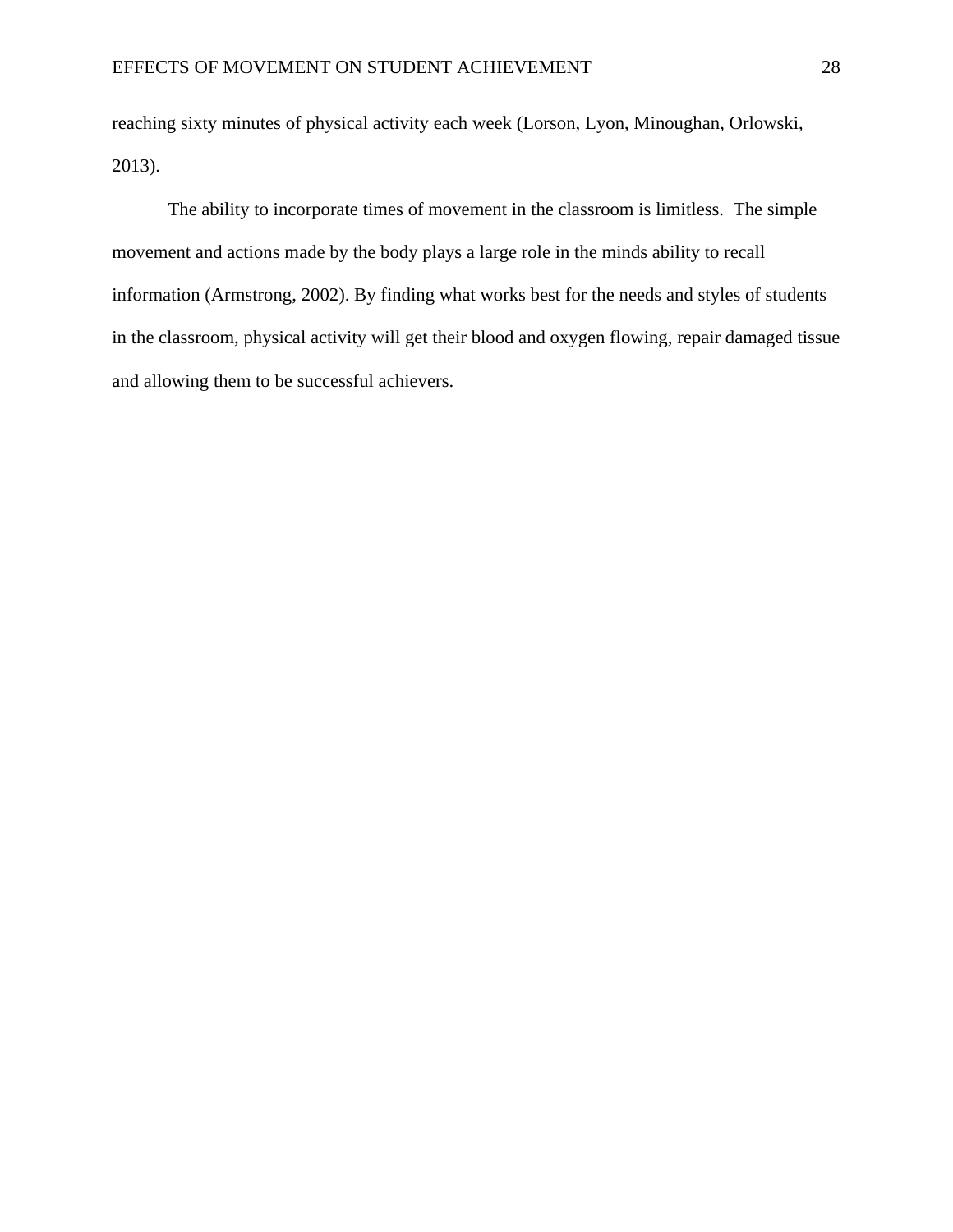reaching sixty minutes of physical activity each week (Lorson, Lyon, Minoughan, Orlowski, 2013).

The ability to incorporate times of movement in the classroom is limitless.  The simple movement and actions made by the body plays a large role in the minds ability to recall information (Armstrong, 2002). By finding what works best for the needs and styles of students in the classroom, physical activity will get their blood and oxygen flowing, repair damaged tissue and allowing them to be successful achievers.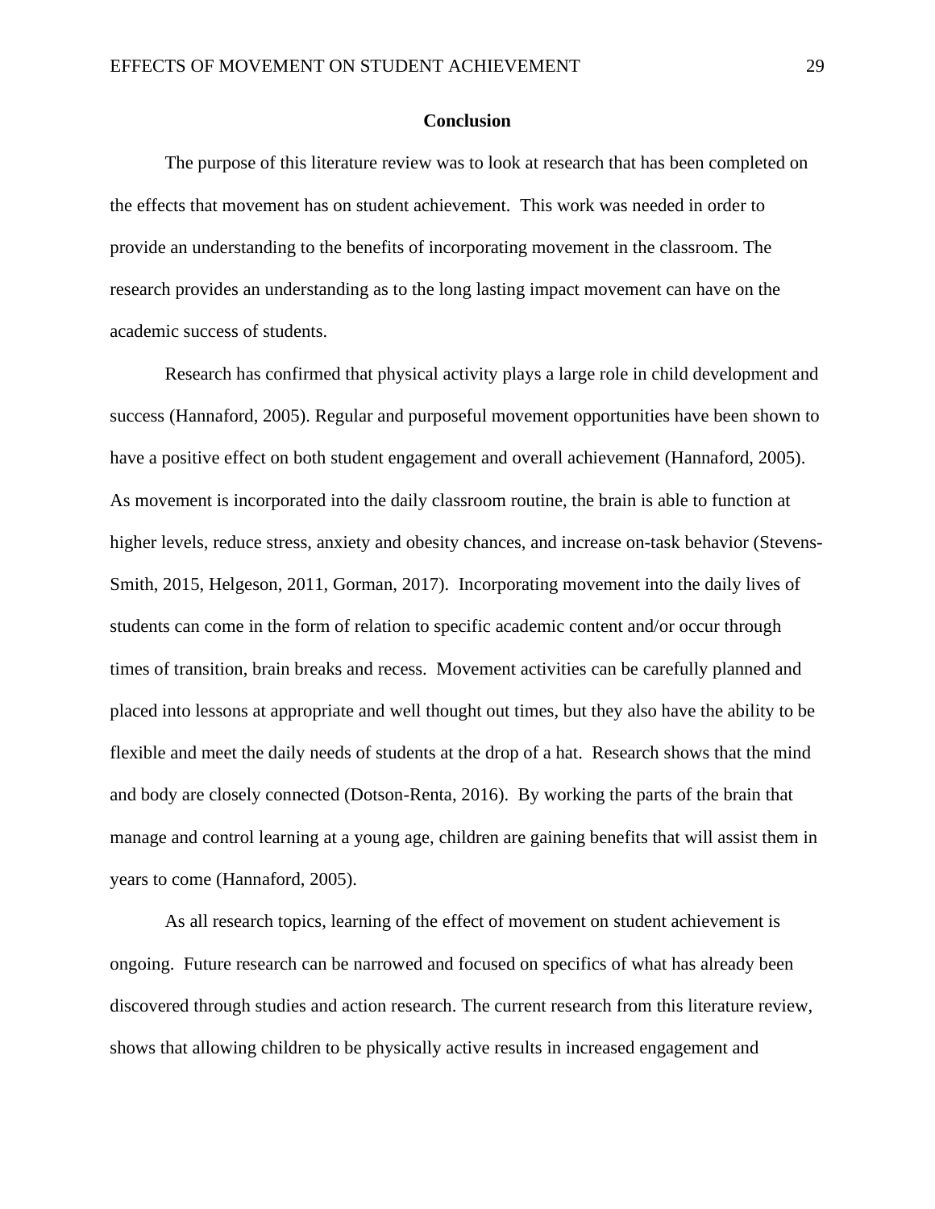## Conclusion

The purpose of this literature review was to look at research that has been completed on the effects that movement has on student achievement. This work was needed in order to provide an understanding to the benefits of incorporating movement in the classroom. The research provides an understanding as to the long lasting impact movement can have on the academic success of students.

Research has confirmed that physical activity plays a large role in child development and success (Hannaford, 2005). Regular and purposeful movement opportunities have been shown to have a positive effect on both student engagement and overall achievement (Hannaford, 2005). As movement is incorporated into the daily classroom routine, the brain is able to function at higher levels, reduce stress, anxiety and obesity chances, and increase on-task behavior (Stevens-Smith, 2015, Helgeson, 2011, Gorman, 2017). Incorporating movement into the daily lives of students can come in the form of relation to specific academic content and/or occur through times of transition, brain breaks and recess. Movement activities can be carefully planned and placed into lessons at appropriate and well thought out times, but they also have the ability to be flexible and meet the daily needs of students at the drop of a hat. Research shows that the mind and body are closely connected (Dotson-Renta, 2016). By working the parts of the brain that manage and control learning at a young age, children are gaining benefits that will assist them in years to come (Hannaford, 2005).

As all research topics, learning of the effect of movement on student achievement is ongoing. Future research can be narrowed and focused on specifics of what has already been discovered through studies and action research. The current research from this literature review, shows that allowing children to be physically active results in increased engagement and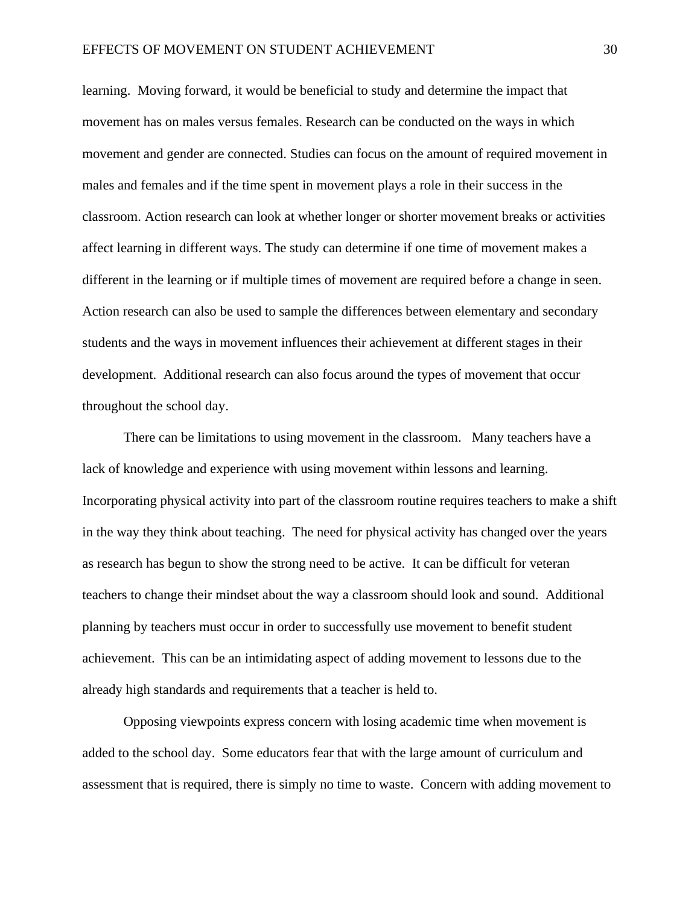learning. Moving forward, it would be beneficial to study and determine the impact that movement has on males versus females. Research can be conducted on the ways in which movement and gender are connected. Studies can focus on the amount of required movement in males and females and if the time spent in movement plays a role in their success in the classroom. Action research can look at whether longer or shorter movement breaks or activities affect learning in different ways. The study can determine if one time of movement makes a different in the learning or if multiple times of movement are required before a change in seen. Action research can also be used to sample the differences between elementary and secondary students and the ways in movement influences their achievement at different stages in their development. Additional research can also focus around the types of movement that occur throughout the school day.

There can be limitations to using movement in the classroom. Many teachers have a lack of knowledge and experience with using movement within lessons and learning. Incorporating physical activity into part of the classroom routine requires teachers to make a shift in the way they think about teaching. The need for physical activity has changed over the years as research has begun to show the strong need to be active. It can be difficult for veteran teachers to change their mindset about the way a classroom should look and sound. Additional planning by teachers must occur in order to successfully use movement to benefit student achievement. This can be an intimidating aspect of adding movement to lessons due to the already high standards and requirements that a teacher is held to.

Opposing viewpoints express concern with losing academic time when movement is added to the school day. Some educators fear that with the large amount of curriculum and assessment that is required, there is simply no time to waste. Concern with adding movement to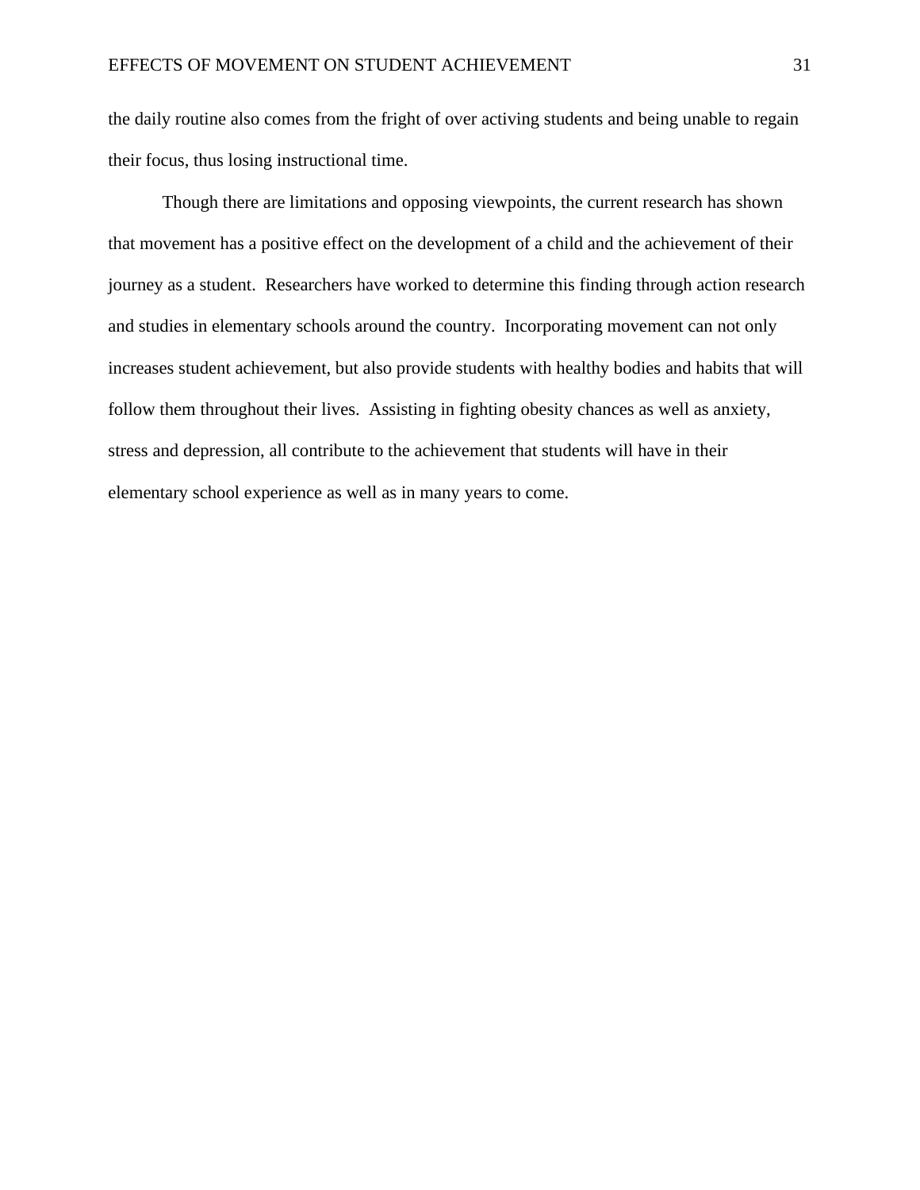the daily routine also comes from the fright of over activing students and being unable to regain their focus, thus losing instructional time.

Though there are limitations and opposing viewpoints, the current research has shown that movement has a positive effect on the development of a child and the achievement of their journey as a student. Researchers have worked to determine this finding through action research and studies in elementary schools around the country. Incorporating movement can not only increases student achievement, but also provide students with healthy bodies and habits that will follow them throughout their lives. Assisting in fighting obesity chances as well as anxiety, stress and depression, all contribute to the achievement that students will have in their elementary school experience as well as in many years to come.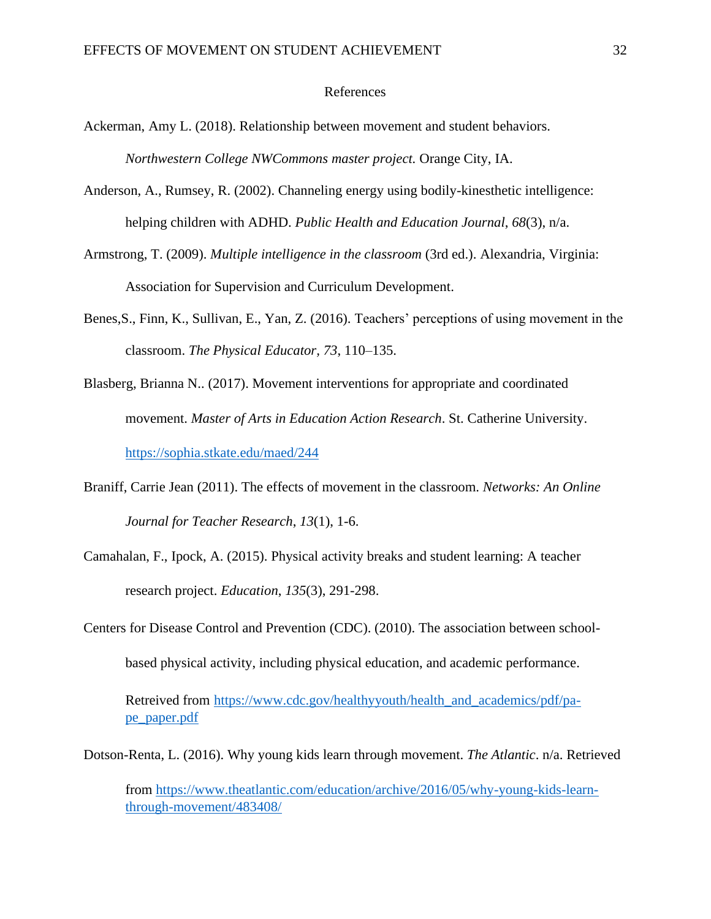# References

Ackerman, Amy L. (2018). Relationship between movement and student behaviors. *Northwestern College NWCommons master project.* Orange City, IA.

Anderson, A., Rumsey, R. (2002). Channeling energy using bodily-kinesthetic intelligence: helping children with ADHD. *Public Health and Education Journal*, *68*(3), n/a.

Armstrong, T. (2009). *Multiple intelligence in the classroom* (3rd ed.). Alexandria, Virginia: Association for Supervision and Curriculum Development.

Benes,S., Finn, K., Sullivan, E., Yan, Z. (2016). Teachers' perceptions of using movement in the classroom. *The Physical Educator*, *73*, 110–135.

Blasberg, Brianna N.. (2017). Movement interventions for appropriate and coordinated movement. *Master of Arts in Education Action Research*. St. Catherine University. https://sophia.stkate.edu/maed/244

Braniff, Carrie Jean (2011). The effects of movement in the classroom. *Networks: An Online Journal for Teacher Research*, *13*(1), 1-6.

Camahalan, F., Ipock, A. (2015). Physical activity breaks and student learning: A teacher research project. *Education*, *135*(3), 291-298.

Centers for Disease Control and Prevention (CDC). (2010). The association between school-based physical activity, including physical education, and academic performance. Retreived from https://www.cdc.gov/healthyyouth/health_and_academics/pdf/pa-pe_paper.pdf

Dotson-Renta, L. (2016). Why young kids learn through movement. *The Atlantic*. n/a. Retrieved from https://www.theatlantic.com/education/archive/2016/05/why-young-kids-learn-through-movement/483408/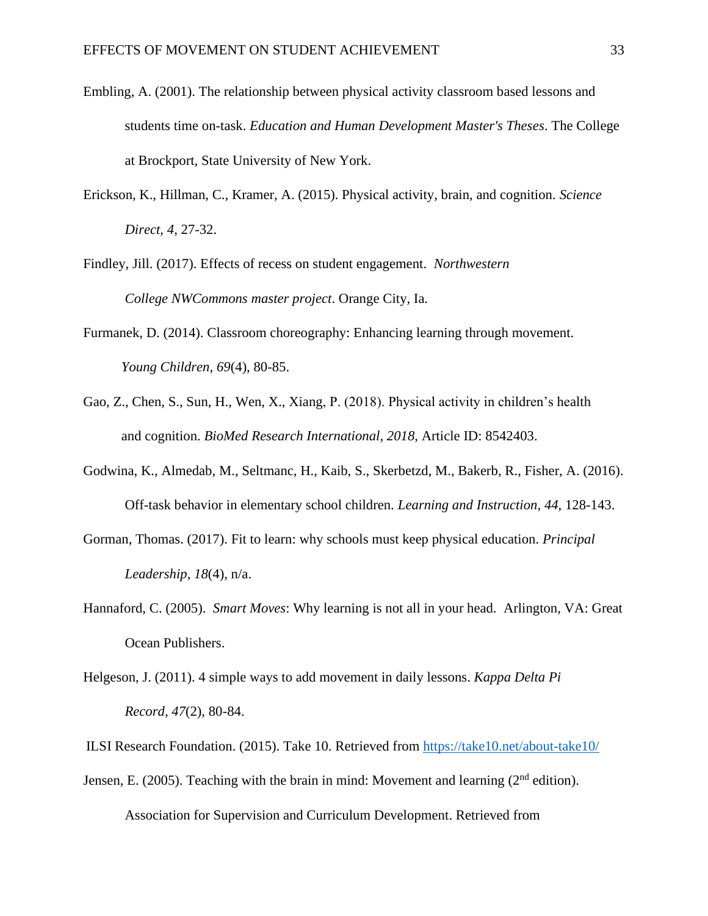Embling, A. (2001). The relationship between physical activity classroom based lessons and students time on-task. *Education and Human Development Master's Theses*. The College at Brockport, State University of New York.

Erickson, K., Hillman, C., Kramer, A. (2015). Physical activity, brain, and cognition. *Science Direct, 4*, 27-32.

Findley, Jill. (2017). Effects of recess on student engagement. *Northwestern College NWCommons master project*. Orange City, Ia.

Furmanek, D. (2014). Classroom choreography: Enhancing learning through movement. *Young Children*, *69*(4), 80-85.

Gao, Z., Chen, S., Sun, H., Wen, X., Xiang, P. (2018). Physical activity in children's health and cognition. *BioMed Research International*, *2018*, Article ID: 8542403.

Godwina, K., Almedab, M., Seltmanc, H., Kaib, S., Skerbetzd, M., Bakerb, R., Fisher, A. (2016). Off-task behavior in elementary school children. *Learning and Instruction*, *44*, 128-143.

Gorman, Thomas. (2017). Fit to learn: why schools must keep physical education. *Principal Leadership*, *18*(4), n/a.

Hannaford, C. (2005). *Smart Moves*: Why learning is not all in your head. Arlington, VA: Great Ocean Publishers.

Helgeson, J. (2011). 4 simple ways to add movement in daily lessons. *Kappa Delta Pi Record*, *47*(2), 80-84.

ILSI Research Foundation. (2015). Take 10. Retrieved from https://take10.net/about-take10/

Jensen, E. (2005). Teaching with the brain in mind: Movement and learning (2nd edition). Association for Supervision and Curriculum Development. Retrieved from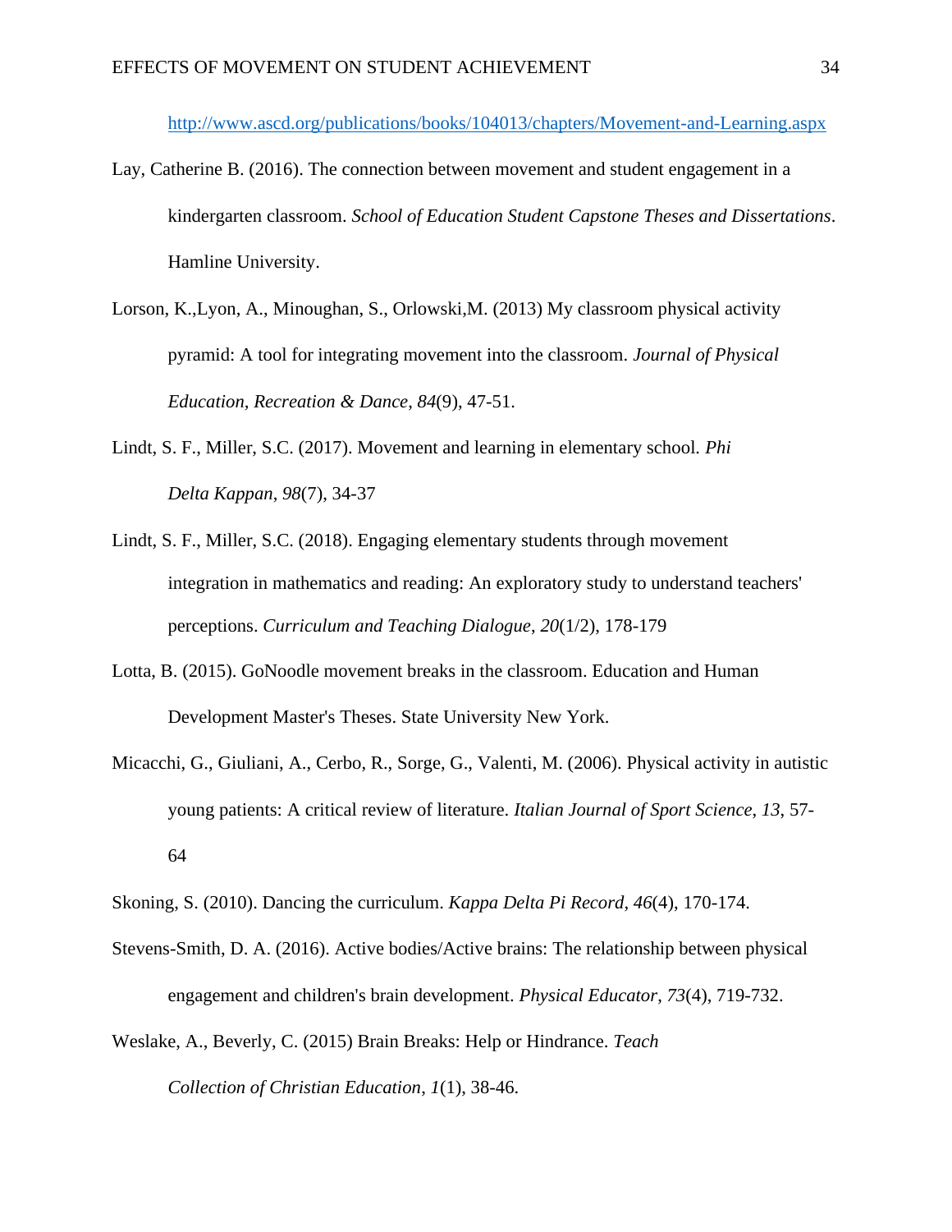http://www.ascd.org/publications/books/104013/chapters/Movement-and-Learning.aspx

Lay, Catherine B. (2016). The connection between movement and student engagement in a kindergarten classroom. *School of Education Student Capstone Theses and Dissertations*. Hamline University.

Lorson, K.,Lyon, A., Minoughan, S., Orlowski,M. (2013) My classroom physical activity pyramid: A tool for integrating movement into the classroom. *Journal of Physical Education, Recreation & Dance, 84*(9), 47-51.

Lindt, S. F., Miller, S.C. (2017). Movement and learning in elementary school. *Phi Delta Kappan*, *98*(7), 34-37

Lindt, S. F., Miller, S.C. (2018). Engaging elementary students through movement integration in mathematics and reading: An exploratory study to understand teachers' perceptions. *Curriculum and Teaching Dialogue*, *20*(1/2), 178-179

Lotta, B. (2015). GoNoodle movement breaks in the classroom. Education and Human Development Master's Theses. State University New York.

Micacchi, G., Giuliani, A., Cerbo, R., Sorge, G., Valenti, M. (2006). Physical activity in autistic young patients: A critical review of literature. *Italian Journal of Sport Science*, *13*, 57-64

Skoning, S. (2010). Dancing the curriculum. *Kappa Delta Pi Record, 46*(4), 170-174.

Stevens-Smith, D. A. (2016). Active bodies/Active brains: The relationship between physical engagement and children's brain development. *Physical Educator*, *73*(4), 719-732.

Weslake, A., Beverly, C. (2015) Brain Breaks: Help or Hindrance. *Teach Collection of Christian Education*, *1*(1), 38-46.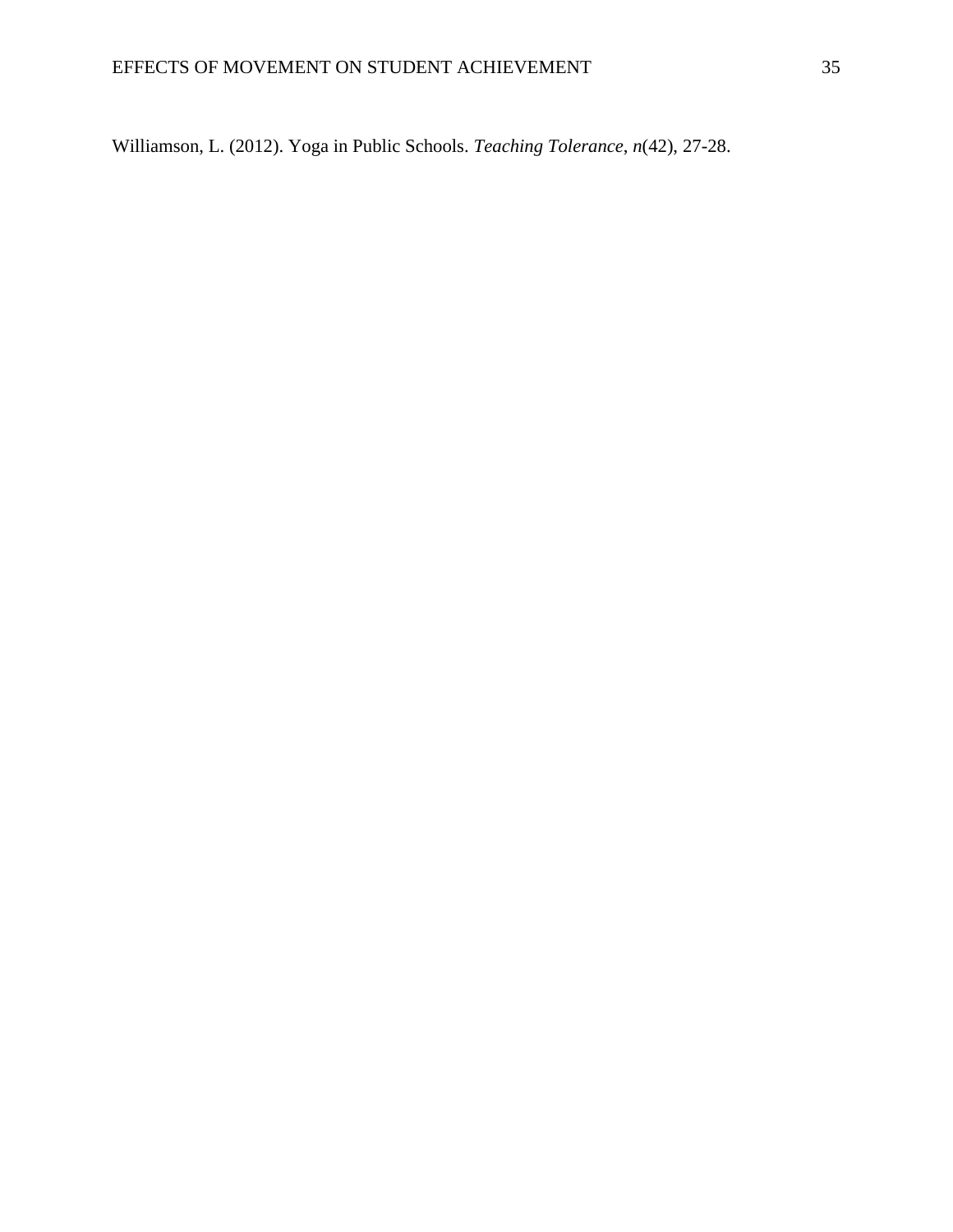Williamson, L. (2012). Yoga in Public Schools. *Teaching Tolerance*, *n*(42), 27-28.